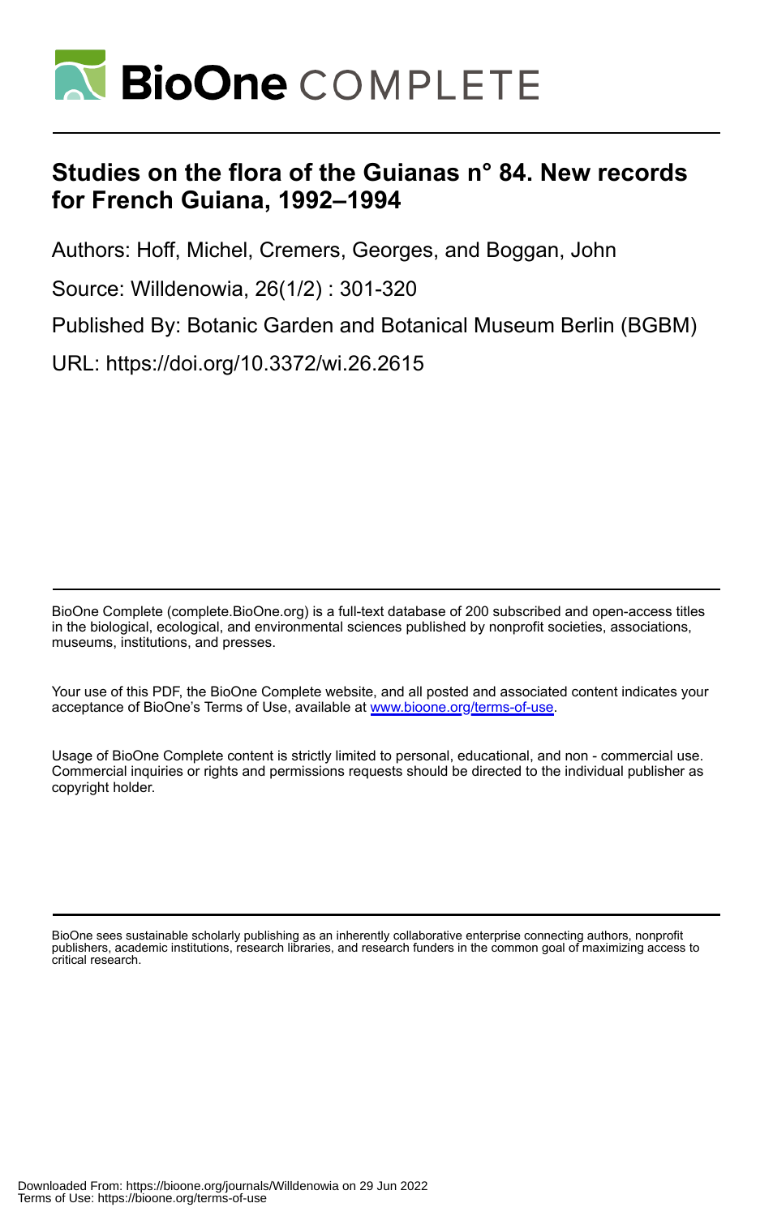# BioOne COMPLETE

## Studies on the flora of the Guianas n° 84. New records for French Guiana, 1992–1994

Authors: Hoff, Michel, Cremers, Georges, and Boggan, John

Source: Willdenowia, 26(1/2) : 301-320

Published By: Botanic Garden and Botanical Museum Berlin (BGBM)

URL: https://doi.org/10.3372/wi.26.2615

BioOne Complete (complete.BioOne.org) is a full-text database of 200 subscribed and open-access titles in the biological, ecological, and environmental sciences published by nonprofit societies, associations, museums, institutions, and presses.

Your use of this PDF, the BioOne Complete website, and all posted and associated content indicates your acceptance of BioOne's Terms of Use, available at www.bioone.org/terms-of-use.

Usage of BioOne Complete content is strictly limited to personal, educational, and non - commercial use. Commercial inquiries or rights and permissions requests should be directed to the individual publisher as copyright holder.

BioOne sees sustainable scholarly publishing as an inherently collaborative enterprise connecting authors, nonprofit publishers, academic institutions, research libraries, and research funders in the common goal of maximizing access to critical research.

Downloaded From: https://bioone.org/journals/Willdenowia on 29 Jun 2022
Terms of Use: https://bioone.org/terms-of-use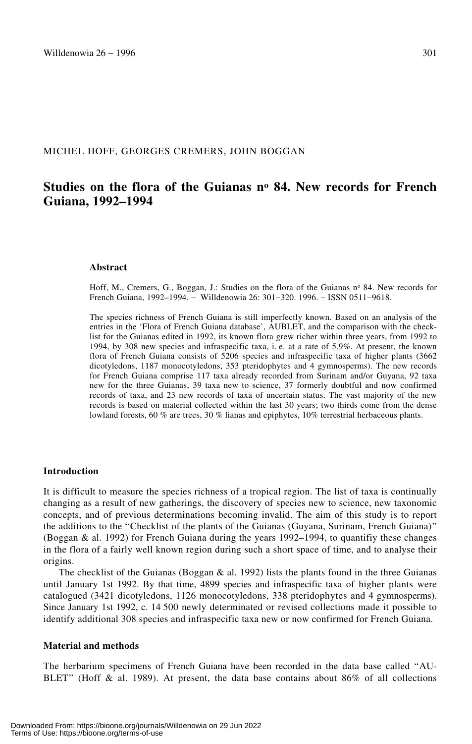MICHEL HOFF, GEORGES CREMERS, JOHN BOGGAN

# Studies on the flora of the Guianas nº 84. New records for French Guiana, 1992–1994

### Abstract

Hoff, M., Cremers, G., Boggan, J.: Studies on the flora of the Guianas nº 84. New records for French Guiana, 1992–1994. – Willdenowia 26: 301–320. 1996. – ISSN 0511–9618.

The species richness of French Guiana is still imperfectly known. Based on an analysis of the entries in the 'Flora of French Guiana database', AUBLET, and the comparison with the check-list for the Guianas edited in 1992, its known flora grew richer within three years, from 1992 to 1994, by 308 new species and infraspecific taxa, i. e. at a rate of 5.9%. At present, the known flora of French Guiana consists of 5206 species and infraspecific taxa of higher plants (3662 dicotyledons, 1187 monocotyledons, 353 pteridophytes and 4 gymnosperms). The new records for French Guiana comprise 117 taxa already recorded from Surinam and/or Guyana, 92 taxa new for the three Guianas, 39 taxa new to science, 37 formerly doubtful and now confirmed records of taxa, and 23 new records of taxa of uncertain status. The vast majority of the new records is based on material collected within the last 30 years; two thirds come from the dense lowland forests, 60 % are trees, 30 % lianas and epiphytes, 10% terrestrial herbaceous plants.

## Introduction

It is difficult to measure the species richness of a tropical region. The list of taxa is continually changing as a result of new gatherings, the discovery of species new to science, new taxonomic concepts, and of previous determinations becoming invalid. The aim of this study is to report the additions to the "Checklist of the plants of the Guianas (Guyana, Surinam, French Guiana)" (Boggan & al. 1992) for French Guiana during the years 1992–1994, to quantifiy these changes in the flora of a fairly well known region during such a short space of time, and to analyse their origins.

The checklist of the Guianas (Boggan & al. 1992) lists the plants found in the three Guianas until January 1st 1992. By that time, 4899 species and infraspecific taxa of higher plants were catalogued (3421 dicotyledons, 1126 monocotyledons, 338 pteridophytes and 4 gymnosperms). Since January 1st 1992, c. 14 500 newly determinated or revised collections made it possible to identify additional 308 species and infraspecific taxa new or now confirmed for French Guiana.

## Material and methods

The herbarium specimens of French Guiana have been recorded in the data base called "AUBLET" (Hoff & al. 1989). At present, the data base contains about 86% of all collections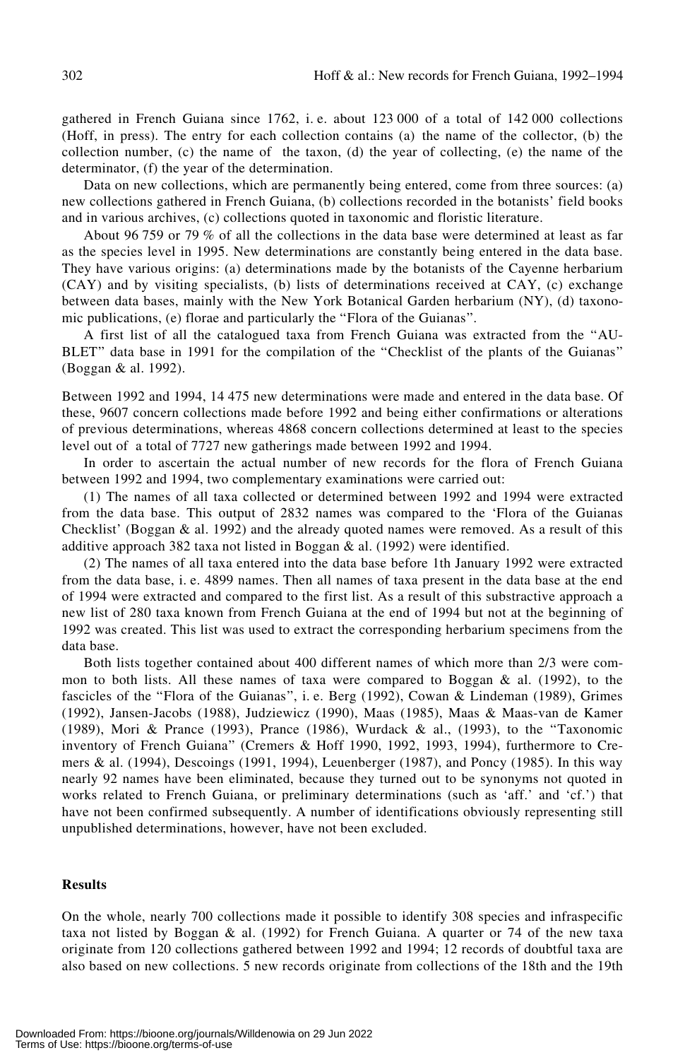gathered in French Guiana since 1762, i. e. about 123 000 of a total of 142 000 collections (Hoff, in press). The entry for each collection contains (a) the name of the collector, (b) the collection number, (c) the name of the taxon, (d) the year of collecting, (e) the name of the determinator, (f) the year of the determination.

Data on new collections, which are permanently being entered, come from three sources: (a) new collections gathered in French Guiana, (b) collections recorded in the botanists' field books and in various archives, (c) collections quoted in taxonomic and floristic literature.

About 96 759 or 79 % of all the collections in the data base were determined at least as far as the species level in 1995. New determinations are constantly being entered in the data base. They have various origins: (a) determinations made by the botanists of the Cayenne herbarium (CAY) and by visiting specialists, (b) lists of determinations received at CAY, (c) exchange between data bases, mainly with the New York Botanical Garden herbarium (NY), (d) taxonomic publications, (e) florae and particularly the "Flora of the Guianas".

A first list of all the catalogued taxa from French Guiana was extracted from the "AUBLET" data base in 1991 for the compilation of the "Checklist of the plants of the Guianas" (Boggan & al. 1992).

Between 1992 and 1994, 14 475 new determinations were made and entered in the data base. Of these, 9607 concern collections made before 1992 and being either confirmations or alterations of previous determinations, whereas 4868 concern collections determined at least to the species level out of a total of 7727 new gatherings made between 1992 and 1994.

In order to ascertain the actual number of new records for the flora of French Guiana between 1992 and 1994, two complementary examinations were carried out:

(1) The names of all taxa collected or determined between 1992 and 1994 were extracted from the data base. This output of 2832 names was compared to the 'Flora of the Guianas Checklist' (Boggan & al. 1992) and the already quoted names were removed. As a result of this additive approach 382 taxa not listed in Boggan & al. (1992) were identified.

(2) The names of all taxa entered into the data base before 1th January 1992 were extracted from the data base, i. e. 4899 names. Then all names of taxa present in the data base at the end of 1994 were extracted and compared to the first list. As a result of this substractive approach a new list of 280 taxa known from French Guiana at the end of 1994 but not at the beginning of 1992 was created. This list was used to extract the corresponding herbarium specimens from the data base.

Both lists together contained about 400 different names of which more than 2/3 were common to both lists. All these names of taxa were compared to Boggan & al. (1992), to the fascicles of the "Flora of the Guianas", i. e. Berg (1992), Cowan & Lindeman (1989), Grimes (1992), Jansen-Jacobs (1988), Judziewicz (1990), Maas (1985), Maas & Maas-van de Kamer (1989), Mori & Prance (1993), Prance (1986), Wurdack & al., (1993), to the "Taxonomic inventory of French Guiana" (Cremers & Hoff 1990, 1992, 1993, 1994), furthermore to Cremers & al. (1994), Descoings (1991, 1994), Leuenberger (1987), and Poncy (1985). In this way nearly 92 names have been eliminated, because they turned out to be synonyms not quoted in works related to French Guiana, or preliminary determinations (such as 'aff.' and 'cf.') that have not been confirmed subsequently. A number of identifications obviously representing still unpublished determinations, however, have not been excluded.

## Results

On the whole, nearly 700 collections made it possible to identify 308 species and infraspecific taxa not listed by Boggan & al. (1992) for French Guiana. A quarter or 74 of the new taxa originate from 120 collections gathered between 1992 and 1994; 12 records of doubtful taxa are also based on new collections. 5 new records originate from collections of the 18th and the 19th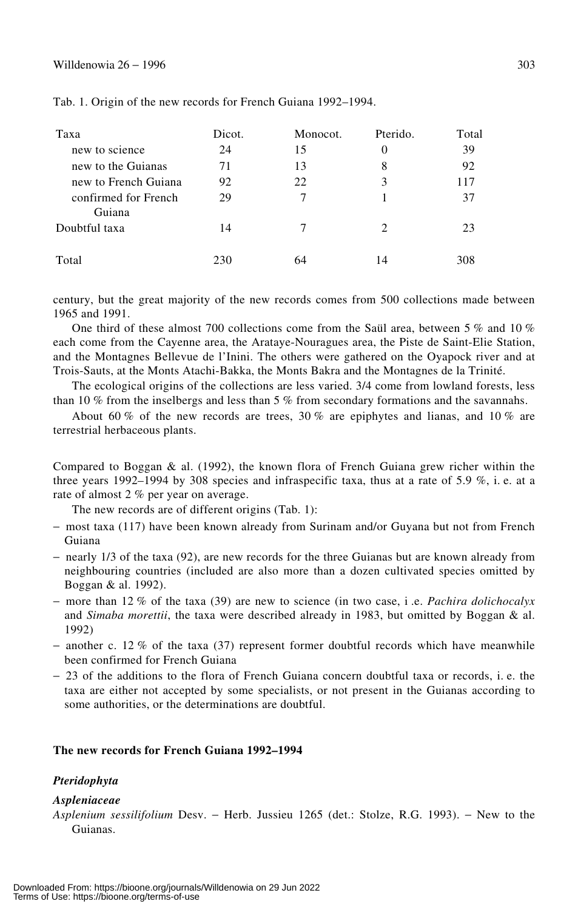Tab. 1. Origin of the new records for French Guiana 1992–1994.

| Taxa | Dicot. | Monocot. | Pterido. | Total |
|---|---|---|---|---|
| new to science | 24 | 15 | 0 | 39 |
| new to the Guianas | 71 | 13 | 8 | 92 |
| new to French Guiana | 92 | 22 | 3 | 117 |
| confirmed for French Guiana | 29 | 7 | 1 | 37 |
| Doubtful taxa | 14 | 7 | 2 | 23 |
| Total | 230 | 64 | 14 | 308 |

century, but the great majority of the new records comes from 500 collections made between 1965 and 1991.

One third of these almost 700 collections come from the Saül area, between 5 % and 10 % each come from the Cayenne area, the Arataye-Nouragues area, the Piste de Saint-Elie Station, and the Montagnes Bellevue de l'Inini. The others were gathered on the Oyapock river and at Trois-Sauts, at the Monts Atachi-Bakka, the Monts Bakra and the Montagnes de la Trinité.

The ecological origins of the collections are less varied. 3/4 come from lowland forests, less than 10 % from the inselbergs and less than 5 % from secondary formations and the savannahs.

About 60 % of the new records are trees, 30 % are epiphytes and lianas, and 10 % are terrestrial herbaceous plants.

Compared to Boggan & al. (1992), the known flora of French Guiana grew richer within the three years 1992–1994 by 308 species and infraspecific taxa, thus at a rate of 5.9 %, i. e. at a rate of almost 2 % per year on average.

The new records are of different origins (Tab. 1):

- most taxa (117) have been known already from Surinam and/or Guyana but not from French Guiana
- nearly 1/3 of the taxa (92), are new records for the three Guianas but are known already from neighbouring countries (included are also more than a dozen cultivated species omitted by Boggan & al. 1992).
- more than 12 % of the taxa (39) are new to science (in two case, i .e. *Pachira dolichocalyx* and *Simaba morettii*, the taxa were described already in 1983, but omitted by Boggan & al. 1992)
- another c. 12 % of the taxa (37) represent former doubtful records which have meanwhile been confirmed for French Guiana
- 23 of the additions to the flora of French Guiana concern doubtful taxa or records, i. e. the taxa are either not accepted by some specialists, or not present in the Guianas according to some authorities, or the determinations are doubtful.

## The new records for French Guiana 1992–1994

### *Pteridophyta*

#### *Aspleniaceae*

*Asplenium sessilifolium* Desv. – Herb. Jussieu 1265 (det.: Stolze, R.G. 1993). – New to the Guianas.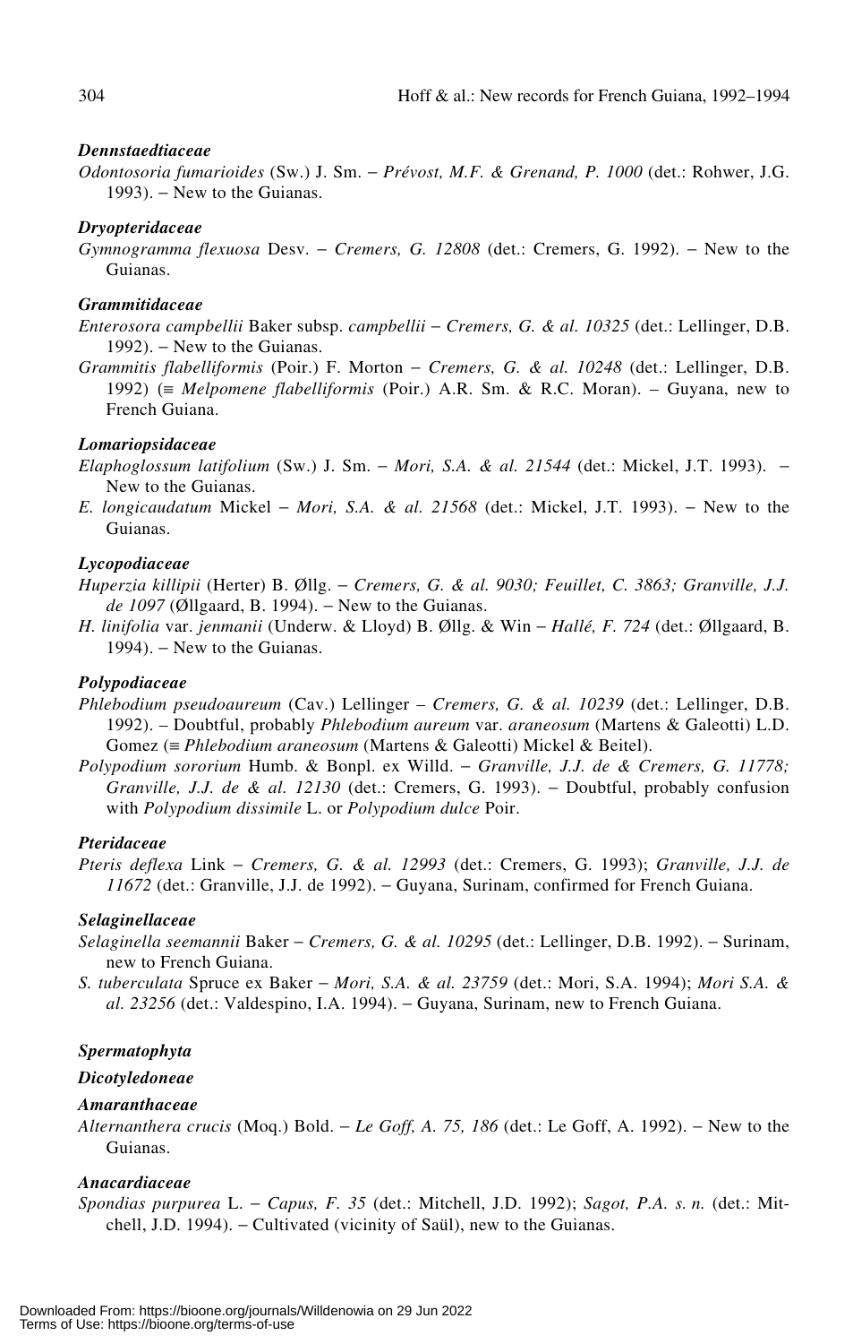### *Dennstaedtiaceae*

*Odontosoria fumarioides* (Sw.) J. Sm. – *Prévost, M.F. & Grenand, P. 1000* (det.: Rohwer, J.G. 1993). – New to the Guianas.

### *Dryopteridaceae*

*Gymnogramma flexuosa* Desv. – *Cremers, G. 12808* (det.: Cremers, G. 1992). – New to the Guianas.

### *Grammitidaceae*

*Enterosora campbellii* Baker subsp. *campbellii* – *Cremers, G. & al. 10325* (det.: Lellinger, D.B. 1992). – New to the Guianas.

*Grammitis flabelliformis* (Poir.) F. Morton – *Cremers, G. & al. 10248* (det.: Lellinger, D.B. 1992) (≡ *Melpomene flabelliformis* (Poir.) A.R. Sm. & R.C. Moran). – Guyana, new to French Guiana.

### *Lomariopsidaceae*

*Elaphoglossum latifolium* (Sw.) J. Sm. – *Mori, S.A. & al. 21544* (det.: Mickel, J.T. 1993). – New to the Guianas.

*E. longicaudatum* Mickel – *Mori, S.A. & al. 21568* (det.: Mickel, J.T. 1993). – New to the Guianas.

### *Lycopodiaceae*

*Huperzia killipii* (Herter) B. Øllg. – *Cremers, G. & al. 9030; Feuillet, C. 3863; Granville, J.J. de 1097* (Øllgaard, B. 1994). – New to the Guianas.

*H. linifolia* var. *jenmanii* (Underw. & Lloyd) B. Øllg. & Win – *Hallé, F. 724* (det.: Øllgaard, B. 1994). – New to the Guianas.

### *Polypodiaceae*

*Phlebodium pseudoaureum* (Cav.) Lellinger – *Cremers, G. & al. 10239* (det.: Lellinger, D.B. 1992). – Doubtful, probably *Phlebodium aureum* var. *araneosum* (Martens & Galeotti) L.D. Gomez (≡ *Phlebodium araneosum* (Martens & Galeotti) Mickel & Beitel).

*Polypodium sororium* Humb. & Bonpl. ex Willd. – *Granville, J.J. de & Cremers, G. 11778; Granville, J.J. de & al. 12130* (det.: Cremers, G. 1993). – Doubtful, probably confusion with *Polypodium dissimile* L. or *Polypodium dulce* Poir.

### *Pteridaceae*

*Pteris deflexa* Link – *Cremers, G. & al. 12993* (det.: Cremers, G. 1993); *Granville, J.J. de 11672* (det.: Granville, J.J. de 1992). – Guyana, Surinam, confirmed for French Guiana.

### *Selaginellaceae*

*Selaginella seemannii* Baker – *Cremers, G. & al. 10295* (det.: Lellinger, D.B. 1992). – Surinam, new to French Guiana.

*S. tuberculata* Spruce ex Baker – *Mori, S.A. & al. 23759* (det.: Mori, S.A. 1994); *Mori S.A. & al. 23256* (det.: Valdespino, I.A. 1994). – Guyana, Surinam, new to French Guiana.

## *Spermatophyta*

### *Dicotyledoneae*

### *Amaranthaceae*

*Alternanthera crucis* (Moq.) Bold. – *Le Goff, A. 75, 186* (det.: Le Goff, A. 1992). – New to the Guianas.

### *Anacardiaceae*

*Spondias purpurea* L. – *Capus, F. 35* (det.: Mitchell, J.D. 1992); *Sagot, P.A. s. n.* (det.: Mitchell, J.D. 1994). – Cultivated (vicinity of Saül), new to the Guianas.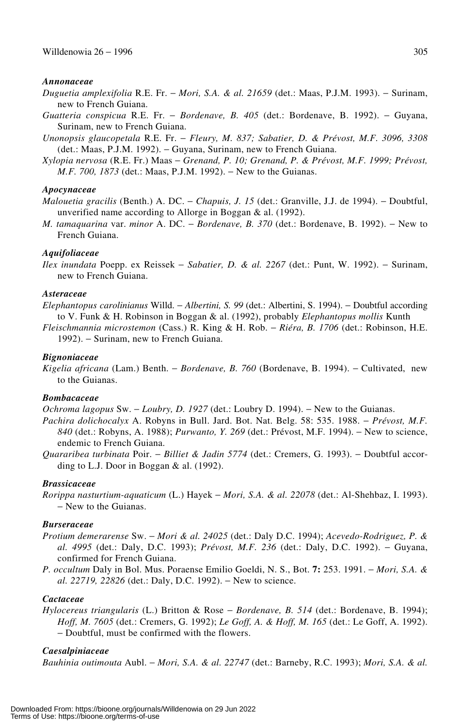### *Annonaceae*

*Duguetia amplexifolia* R.E. Fr. – *Mori, S.A. & al. 21659* (det.: Maas, P.J.M. 1993). – Surinam, new to French Guiana.

*Guatteria conspicua* R.E. Fr. – *Bordenave, B. 405* (det.: Bordenave, B. 1992). – Guyana, Surinam, new to French Guiana.

*Unonopsis glaucopetala* R.E. Fr. – *Fleury, M. 837; Sabatier, D. & Prévost, M.F. 3096, 3308* (det.: Maas, P.J.M. 1992). – Guyana, Surinam, new to French Guiana.

*Xylopia nervosa* (R.E. Fr.) Maas – *Grenand, P. 10; Grenand, P. & Prévost, M.F. 1999; Prévost, M.F. 700, 1873* (det.: Maas, P.J.M. 1992). – New to the Guianas.

### *Apocynaceae*

*Malouetia gracilis* (Benth.) A. DC. – *Chapuis, J. 15* (det.: Granville, J.J. de 1994). – Doubtful, unverified name according to Allorge in Boggan & al. (1992).

*M. tamaquarina* var. *minor* A. DC. – *Bordenave, B. 370* (det.: Bordenave, B. 1992). – New to French Guiana.

### *Aquifoliaceae*

*Ilex inundata* Poepp. ex Reissek – *Sabatier, D. & al. 2267* (det.: Punt, W. 1992). – Surinam, new to French Guiana.

### *Asteraceae*

*Elephantopus carolinianus* Willd. – *Albertini, S. 99* (det.: Albertini, S. 1994). – Doubtful according to V. Funk & H. Robinson in Boggan & al. (1992), probably *Elephantopus mollis* Kunth

*Fleischmannia microstemon* (Cass.) R. King & H. Rob. – *Riéra, B. 1706* (det.: Robinson, H.E. 1992). – Surinam, new to French Guiana.

### *Bignoniaceae*

*Kigelia africana* (Lam.) Benth. – *Bordenave, B. 760* (Bordenave, B. 1994). – Cultivated, new to the Guianas.

### *Bombacaceae*

*Ochroma lagopus* Sw. – *Loubry, D. 1927* (det.: Loubry D. 1994). – New to the Guianas.

*Pachira dolichocalyx* A. Robyns in Bull. Jard. Bot. Nat. Belg. 58: 535. 1988. – *Prévost, M.F. 840* (det.: Robyns, A. 1988); *Purwanto, Y. 269* (det.: Prévost, M.F. 1994). – New to science, endemic to French Guiana.

*Quararibea turbinata* Poir. – *Billiet & Jadin 5774* (det.: Cremers, G. 1993). – Doubtful according to L.J. Door in Boggan & al. (1992).

### *Brassicaceae*

*Rorippa nasturtium-aquaticum* (L.) Hayek – *Mori, S.A. & al. 22078* (det.: Al-Shehbaz, I. 1993). – New to the Guianas.

### *Burseraceae*

*Protium demerarense* Sw. – *Mori & al. 24025* (det.: Daly D.C. 1994); *Acevedo-Rodriguez, P. & al. 4995* (det.: Daly, D.C. 1993); *Prévost, M.F. 236* (det.: Daly, D.C. 1992). – Guyana, confirmed for French Guiana.

*P. occultum* Daly in Bol. Mus. Poraense Emilio Goeldi, N. S., Bot. **7:** 253. 1991. – *Mori, S.A. & al. 22719, 22826* (det.: Daly, D.C. 1992). – New to science.

### *Cactaceae*

*Hylocereus triangularis* (L.) Britton & Rose – *Bordenave, B. 514* (det.: Bordenave, B. 1994); *Hoff, M. 7605* (det.: Cremers, G. 1992); *Le Goff, A. & Hoff, M. 165* (det.: Le Goff, A. 1992). – Doubtful, must be confirmed with the flowers.

### *Caesalpiniaceae*

*Bauhinia outimouta* Aubl. – *Mori, S.A. & al. 22747* (det.: Barneby, R.C. 1993); *Mori, S.A. & al.*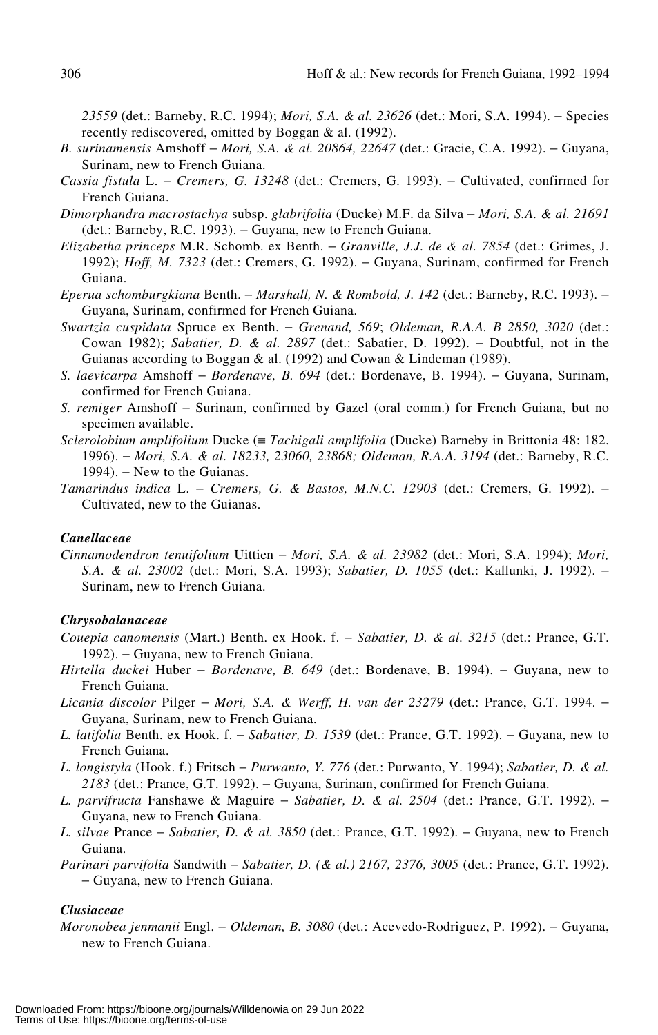*23559* (det.: Barneby, R.C. 1994); *Mori, S.A. & al. 23626* (det.: Mori, S.A. 1994). – Species recently rediscovered, omitted by Boggan & al. (1992).

*B. surinamensis* Amshoff – *Mori, S.A. & al. 20864, 22647* (det.: Gracie, C.A. 1992). – Guyana, Surinam, new to French Guiana.

*Cassia fistula* L. – *Cremers, G. 13248* (det.: Cremers, G. 1993). – Cultivated, confirmed for French Guiana.

*Dimorphandra macrostachya* subsp. *glabrifolia* (Ducke) M.F. da Silva – *Mori, S.A. & al. 21691* (det.: Barneby, R.C. 1993). – Guyana, new to French Guiana.

*Elizabetha princeps* M.R. Schomb. ex Benth. – *Granville, J.J. de & al. 7854* (det.: Grimes, J. 1992); *Hoff, M. 7323* (det.: Cremers, G. 1992). – Guyana, Surinam, confirmed for French Guiana.

*Eperua schomburgkiana* Benth. – *Marshall, N. & Rombold, J. 142* (det.: Barneby, R.C. 1993). – Guyana, Surinam, confirmed for French Guiana.

*Swartzia cuspidata* Spruce ex Benth. – *Grenand, 569*; *Oldeman, R.A.A. B 2850, 3020* (det.: Cowan 1982); *Sabatier, D. & al. 2897* (det.: Sabatier, D. 1992). – Doubtful, not in the Guianas according to Boggan & al. (1992) and Cowan & Lindeman (1989).

*S. laevicarpa* Amshoff – *Bordenave, B. 694* (det.: Bordenave, B. 1994). – Guyana, Surinam, confirmed for French Guiana.

*S. remiger* Amshoff – Surinam, confirmed by Gazel (oral comm.) for French Guiana, but no specimen available.

*Sclerolobium amplifolium* Ducke (≡ *Tachigali amplifolia* (Ducke) Barneby in Brittonia 48: 182. 1996). – *Mori, S.A. & al. 18233, 23060, 23868; Oldeman, R.A.A. 3194* (det.: Barneby, R.C. 1994). – New to the Guianas.

*Tamarindus indica* L. – *Cremers, G. & Bastos, M.N.C. 12903* (det.: Cremers, G. 1992). – Cultivated, new to the Guianas.

### *Canellaceae*

*Cinnamodendron tenuifolium* Uittien – *Mori, S.A. & al. 23982* (det.: Mori, S.A. 1994); *Mori, S.A. & al. 23002* (det.: Mori, S.A. 1993); *Sabatier, D. 1055* (det.: Kallunki, J. 1992). – Surinam, new to French Guiana.

### *Chrysobalanaceae*

*Couepia canomensis* (Mart.) Benth. ex Hook. f. – *Sabatier, D. & al. 3215* (det.: Prance, G.T. 1992). – Guyana, new to French Guiana.

*Hirtella duckei* Huber – *Bordenave, B. 649* (det.: Bordenave, B. 1994). – Guyana, new to French Guiana.

*Licania discolor* Pilger – *Mori, S.A. & Werff, H. van der 23279* (det.: Prance, G.T. 1994. – Guyana, Surinam, new to French Guiana.

*L. latifolia* Benth. ex Hook. f. – *Sabatier, D. 1539* (det.: Prance, G.T. 1992). – Guyana, new to French Guiana.

*L. longistyla* (Hook. f.) Fritsch – *Purwanto, Y. 776* (det.: Purwanto, Y. 1994); *Sabatier, D. & al. 2183* (det.: Prance, G.T. 1992). – Guyana, Surinam, confirmed for French Guiana.

*L. parvifructa* Fanshawe & Maguire – *Sabatier, D. & al. 2504* (det.: Prance, G.T. 1992). – Guyana, new to French Guiana.

*L. silvae* Prance – *Sabatier, D. & al. 3850* (det.: Prance, G.T. 1992). – Guyana, new to French Guiana.

*Parinari parvifolia* Sandwith – *Sabatier, D. (& al.) 2167, 2376, 3005* (det.: Prance, G.T. 1992). – Guyana, new to French Guiana.

### *Clusiaceae*

*Moronobea jenmanii* Engl. – *Oldeman, B. 3080* (det.: Acevedo-Rodriguez, P. 1992). – Guyana, new to French Guiana.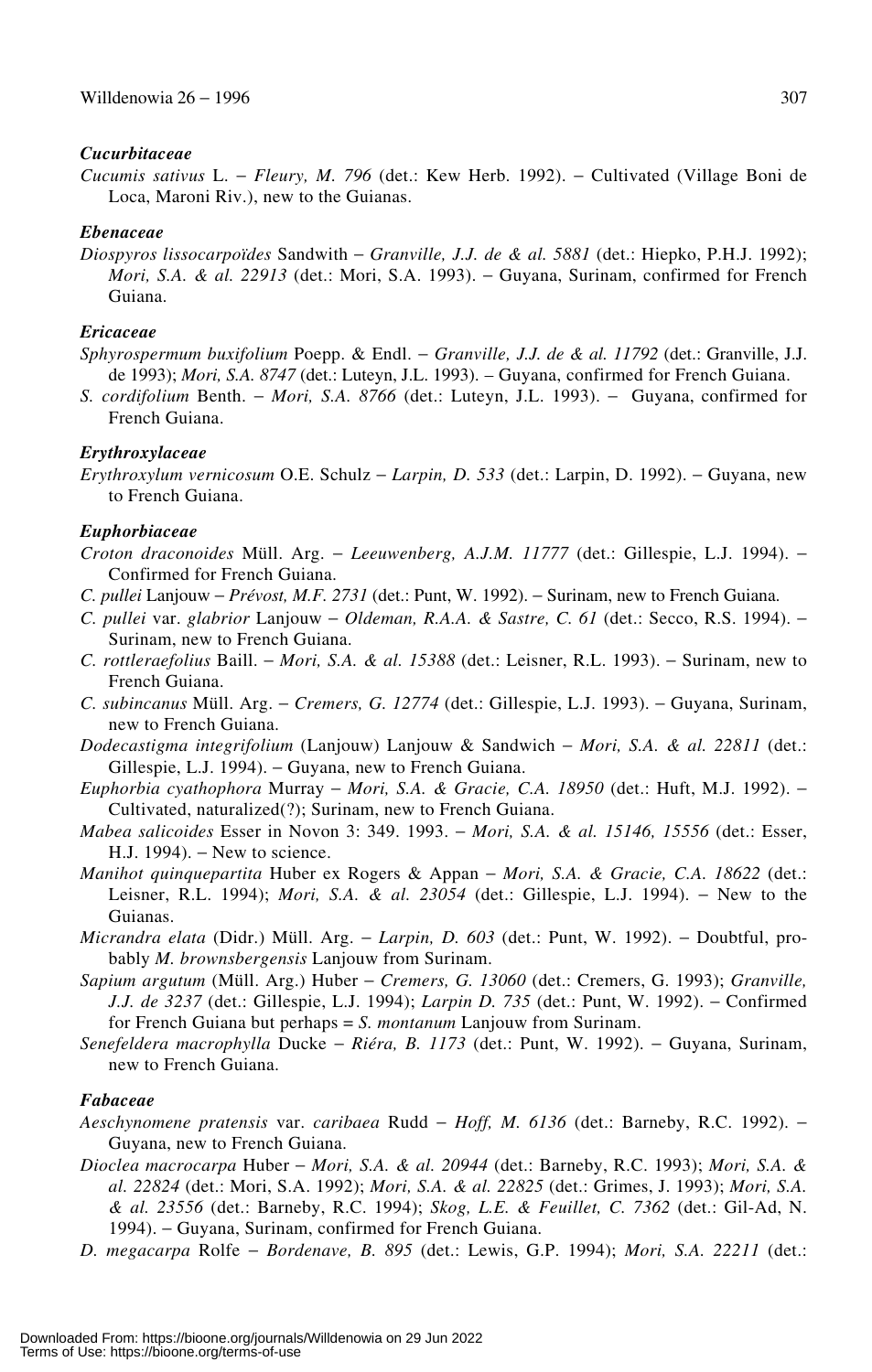### *Cucurbitaceae*

*Cucumis sativus* L. – *Fleury, M. 796* (det.: Kew Herb. 1992). – Cultivated (Village Boni de Loca, Maroni Riv.), new to the Guianas.

### *Ebenaceae*

*Diospyros lissocarpoïdes* Sandwith – *Granville, J.J. de & al. 5881* (det.: Hiepko, P.H.J. 1992); *Mori, S.A. & al. 22913* (det.: Mori, S.A. 1993). – Guyana, Surinam, confirmed for French Guiana.

### *Ericaceae*

*Sphyrospermum buxifolium* Poepp. & Endl. – *Granville, J.J. de & al. 11792* (det.: Granville, J.J. de 1993); *Mori, S.A. 8747* (det.: Luteyn, J.L. 1993). – Guyana, confirmed for French Guiana.

*S. cordifolium* Benth. – *Mori, S.A. 8766* (det.: Luteyn, J.L. 1993). – Guyana, confirmed for French Guiana.

### *Erythroxylaceae*

*Erythroxylum vernicosum* O.E. Schulz – *Larpin, D. 533* (det.: Larpin, D. 1992). – Guyana, new to French Guiana.

### *Euphorbiaceae*

*Croton draconoides* Müll. Arg. – *Leeuwenberg, A.J.M. 11777* (det.: Gillespie, L.J. 1994). – Confirmed for French Guiana.

*C. pullei* Lanjouw – *Prévost, M.F. 2731* (det.: Punt, W. 1992). – Surinam, new to French Guiana.

*C. pullei* var. *glabrior* Lanjouw – *Oldeman, R.A.A. & Sastre, C. 61* (det.: Secco, R.S. 1994). – Surinam, new to French Guiana.

*C. rottleraefolius* Baill. – *Mori, S.A. & al. 15388* (det.: Leisner, R.L. 1993). – Surinam, new to French Guiana.

*C. subincanus* Müll. Arg. – *Cremers, G. 12774* (det.: Gillespie, L.J. 1993). – Guyana, Surinam, new to French Guiana.

*Dodecastigma integrifolium* (Lanjouw) Lanjouw & Sandwich – *Mori, S.A. & al. 22811* (det.: Gillespie, L.J. 1994). – Guyana, new to French Guiana.

*Euphorbia cyathophora* Murray – *Mori, S.A. & Gracie, C.A. 18950* (det.: Huft, M.J. 1992). – Cultivated, naturalized(?); Surinam, new to French Guiana.

*Mabea salicoides* Esser in Novon 3: 349. 1993. – *Mori, S.A. & al. 15146, 15556* (det.: Esser, H.J. 1994). – New to science.

*Manihot quinquepartita* Huber ex Rogers & Appan – *Mori, S.A. & Gracie, C.A. 18622* (det.: Leisner, R.L. 1994); *Mori, S.A. & al. 23054* (det.: Gillespie, L.J. 1994). – New to the Guianas.

*Micrandra elata* (Didr.) Müll. Arg. – *Larpin, D. 603* (det.: Punt, W. 1992). – Doubtful, probably *M. brownsbergensis* Lanjouw from Surinam.

*Sapium argutum* (Müll. Arg.) Huber – *Cremers, G. 13060* (det.: Cremers, G. 1993); *Granville, J.J. de 3237* (det.: Gillespie, L.J. 1994); *Larpin D. 735* (det.: Punt, W. 1992). – Confirmed for French Guiana but perhaps = *S. montanum* Lanjouw from Surinam.

*Senefeldera macrophylla* Ducke – *Riéra, B. 1173* (det.: Punt, W. 1992). – Guyana, Surinam, new to French Guiana.

### *Fabaceae*

*Aeschynomene pratensis* var. *caribaea* Rudd – *Hoff, M. 6136* (det.: Barneby, R.C. 1992). – Guyana, new to French Guiana.

*Dioclea macrocarpa* Huber – *Mori, S.A. & al. 20944* (det.: Barneby, R.C. 1993); *Mori, S.A. & al. 22824* (det.: Mori, S.A. 1992); *Mori, S.A. & al. 22825* (det.: Grimes, J. 1993); *Mori, S.A. & al. 23556* (det.: Barneby, R.C. 1994); *Skog, L.E. & Feuillet, C. 7362* (det.: Gil-Ad, N. 1994). – Guyana, Surinam, confirmed for French Guiana.

*D. megacarpa* Rolfe – *Bordenave, B. 895* (det.: Lewis, G.P. 1994); *Mori, S.A. 22211* (det.: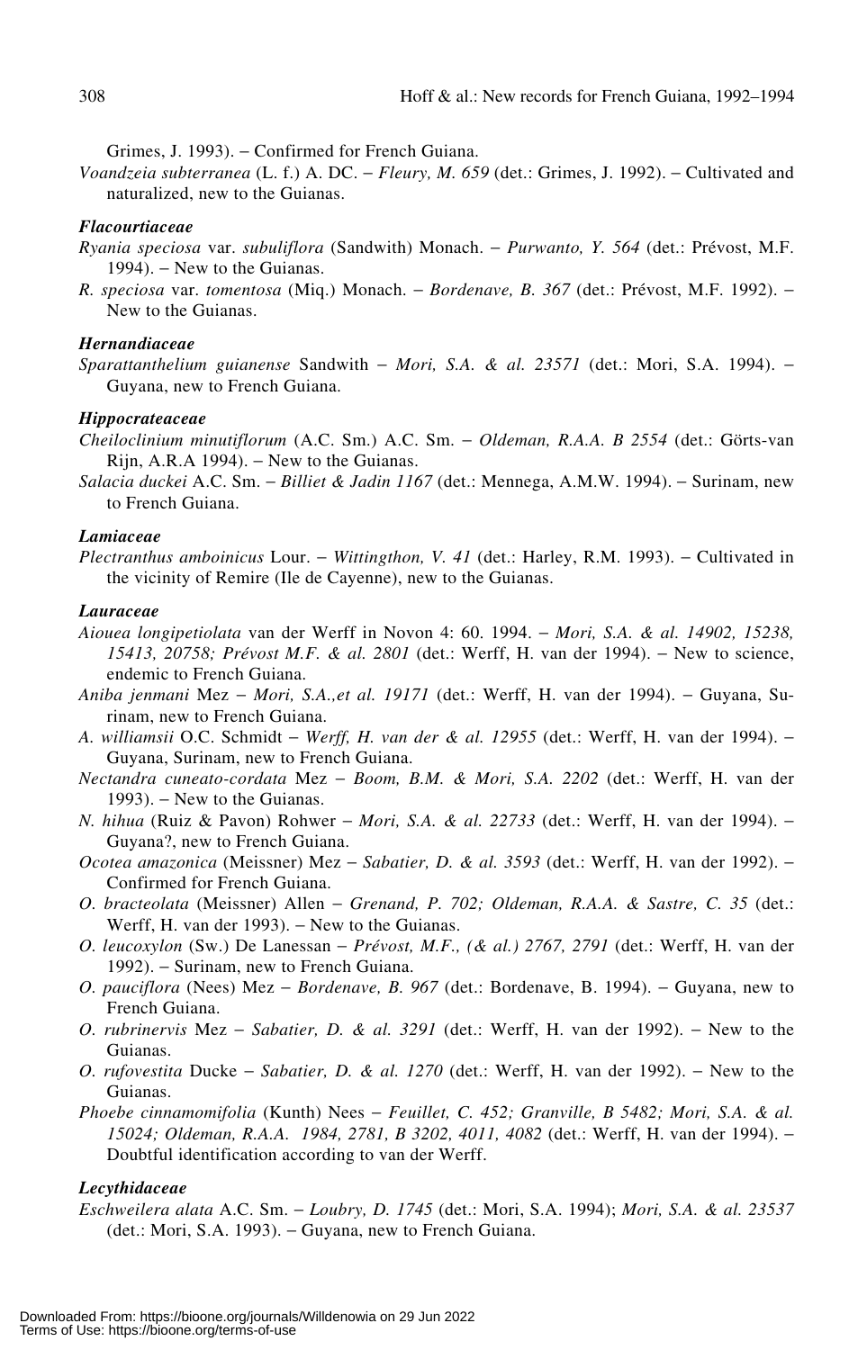Grimes, J. 1993). – Confirmed for French Guiana.

*Voandzeia subterranea* (L. f.) A. DC. – *Fleury, M. 659* (det.: Grimes, J. 1992). – Cultivated and naturalized, new to the Guianas.

### *Flacourtiaceae*

*Ryania speciosa* var. *subuliflora* (Sandwith) Monach. – *Purwanto, Y. 564* (det.: Prévost, M.F. 1994). – New to the Guianas.

*R. speciosa* var. *tomentosa* (Miq.) Monach. – *Bordenave, B. 367* (det.: Prévost, M.F. 1992). – New to the Guianas.

### *Hernandiaceae*

*Sparattanthelium guianense* Sandwith – *Mori, S.A. & al. 23571* (det.: Mori, S.A. 1994). – Guyana, new to French Guiana.

### *Hippocrateaceae*

*Cheiloclinium minutiflorum* (A.C. Sm.) A.C. Sm. – *Oldeman, R.A.A. B 2554* (det.: Görts-van Rijn, A.R.A 1994). – New to the Guianas.

*Salacia duckei* A.C. Sm. – *Billiet & Jadin 1167* (det.: Mennega, A.M.W. 1994). – Surinam, new to French Guiana.

### *Lamiaceae*

*Plectranthus amboinicus* Lour. – *Wittingthon, V. 41* (det.: Harley, R.M. 1993). – Cultivated in the vicinity of Remire (Ile de Cayenne), new to the Guianas.

### *Lauraceae*

*Aiouea longipetiolata* van der Werff in Novon 4: 60. 1994. – *Mori, S.A. & al. 14902, 15238, 15413, 20758; Prévost M.F. & al. 2801* (det.: Werff, H. van der 1994). – New to science, endemic to French Guiana.

*Aniba jenmani* Mez – *Mori, S.A.,et al. 19171* (det.: Werff, H. van der 1994). – Guyana, Surinam, new to French Guiana.

*A. williamsii* O.C. Schmidt – *Werff, H. van der & al. 12955* (det.: Werff, H. van der 1994). – Guyana, Surinam, new to French Guiana.

*Nectandra cuneato-cordata* Mez – *Boom, B.M. & Mori, S.A. 2202* (det.: Werff, H. van der 1993). – New to the Guianas.

*N. hihua* (Ruiz & Pavon) Rohwer – *Mori, S.A. & al. 22733* (det.: Werff, H. van der 1994). – Guyana?, new to French Guiana.

*Ocotea amazonica* (Meissner) Mez – *Sabatier, D. & al. 3593* (det.: Werff, H. van der 1992). – Confirmed for French Guiana.

*O. bracteolata* (Meissner) Allen – *Grenand, P. 702; Oldeman, R.A.A. & Sastre, C. 35* (det.: Werff, H. van der 1993). – New to the Guianas.

*O. leucoxylon* (Sw.) De Lanessan – *Prévost, M.F., (& al.) 2767, 2791* (det.: Werff, H. van der 1992). – Surinam, new to French Guiana.

*O. pauciflora* (Nees) Mez – *Bordenave, B. 967* (det.: Bordenave, B. 1994). – Guyana, new to French Guiana.

*O. rubrinervis* Mez – *Sabatier, D. & al. 3291* (det.: Werff, H. van der 1992). – New to the Guianas.

*O. rufovestita* Ducke – *Sabatier, D. & al. 1270* (det.: Werff, H. van der 1992). – New to the Guianas.

*Phoebe cinnamomifolia* (Kunth) Nees – *Feuillet, C. 452; Granville, B 5482; Mori, S.A. & al. 15024; Oldeman, R.A.A. 1984, 2781, B 3202, 4011, 4082* (det.: Werff, H. van der 1994). – Doubtful identification according to van der Werff.

### *Lecythidaceae*

*Eschweilera alata* A.C. Sm. – *Loubry, D. 1745* (det.: Mori, S.A. 1994); *Mori, S.A. & al. 23537* (det.: Mori, S.A. 1993). – Guyana, new to French Guiana.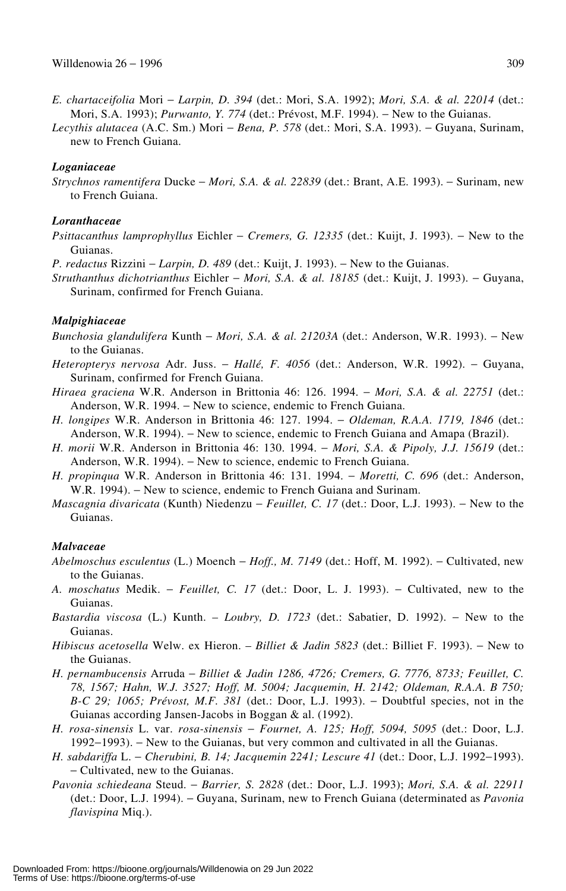*E. chartaceifolia* Mori – *Larpin, D. 394* (det.: Mori, S.A. 1992); *Mori, S.A. & al. 22014* (det.: Mori, S.A. 1993); *Purwanto, Y. 774* (det.: Prévost, M.F. 1994). – New to the Guianas.

*Lecythis alutacea* (A.C. Sm.) Mori – *Bena, P. 578* (det.: Mori, S.A. 1993). – Guyana, Surinam, new to French Guiana.

### *Loganiaceae*

*Strychnos ramentifera* Ducke – *Mori, S.A. & al. 22839* (det.: Brant, A.E. 1993). – Surinam, new to French Guiana.

### *Loranthaceae*

*Psittacanthus lamprophyllus* Eichler – *Cremers, G. 12335* (det.: Kuijt, J. 1993). – New to the Guianas.

*P. redactus* Rizzini – *Larpin, D. 489* (det.: Kuijt, J. 1993). – New to the Guianas.

*Struthanthus dichotrianthus* Eichler – *Mori, S.A. & al. 18185* (det.: Kuijt, J. 1993). – Guyana, Surinam, confirmed for French Guiana.

### *Malpighiaceae*

*Bunchosia glandulifera* Kunth – *Mori, S.A. & al. 21203A* (det.: Anderson, W.R. 1993). – New to the Guianas.

*Heteropterys nervosa* Adr. Juss. – *Hallé, F. 4056* (det.: Anderson, W.R. 1992). – Guyana, Surinam, confirmed for French Guiana.

*Hiraea graciena* W.R. Anderson in Brittonia 46: 126. 1994. – *Mori, S.A. & al. 22751* (det.: Anderson, W.R. 1994. – New to science, endemic to French Guiana.

*H. longipes* W.R. Anderson in Brittonia 46: 127. 1994. – *Oldeman, R.A.A. 1719, 1846* (det.: Anderson, W.R. 1994). – New to science, endemic to French Guiana and Amapa (Brazil).

*H. morii* W.R. Anderson in Brittonia 46: 130. 1994. – *Mori, S.A. & Pipoly, J.J. 15619* (det.: Anderson, W.R. 1994). – New to science, endemic to French Guiana.

*H. propinqua* W.R. Anderson in Brittonia 46: 131. 1994. – *Moretti, C. 696* (det.: Anderson, W.R. 1994). – New to science, endemic to French Guiana and Surinam.

*Mascagnia divaricata* (Kunth) Niedenzu – *Feuillet, C. 17* (det.: Door, L.J. 1993). – New to the Guianas.

### *Malvaceae*

*Abelmoschus esculentus* (L.) Moench – *Hoff., M. 7149* (det.: Hoff, M. 1992). – Cultivated, new to the Guianas.

*A. moschatus* Medik. – *Feuillet, C. 17* (det.: Door, L. J. 1993). – Cultivated, new to the Guianas.

*Bastardia viscosa* (L.) Kunth. – *Loubry, D. 1723* (det.: Sabatier, D. 1992). – New to the Guianas.

*Hibiscus acetosella* Welw. ex Hieron. – *Billiet & Jadin 5823* (det.: Billiet F. 1993). – New to the Guianas.

*H. pernambucensis* Arruda – *Billiet & Jadin 1286, 4726; Cremers, G. 7776, 8733; Feuillet, C. 78, 1567; Hahn, W.J. 3527; Hoff, M. 5004; Jacquemin, H. 2142; Oldeman, R.A.A. B 750; B-C 29; 1065; Prévost, M.F. 381* (det.: Door, L.J. 1993). – Doubtful species, not in the Guianas according Jansen-Jacobs in Boggan & al. (1992).

*H. rosa-sinensis* L. var. *rosa-sinensis* – *Fournet, A. 125; Hoff, 5094, 5095* (det.: Door, L.J. 1992–1993). – New to the Guianas, but very common and cultivated in all the Guianas.

*H. sabdariffa* L. – *Cherubini, B. 14; Jacquemin 2241; Lescure 41* (det.: Door, L.J. 1992–1993). – Cultivated, new to the Guianas.

*Pavonia schiedeana* Steud. – *Barrier, S. 2828* (det.: Door, L.J. 1993); *Mori, S.A. & al. 22911* (det.: Door, L.J. 1994). – Guyana, Surinam, new to French Guiana (determinated as *Pavonia flavispina* Miq.).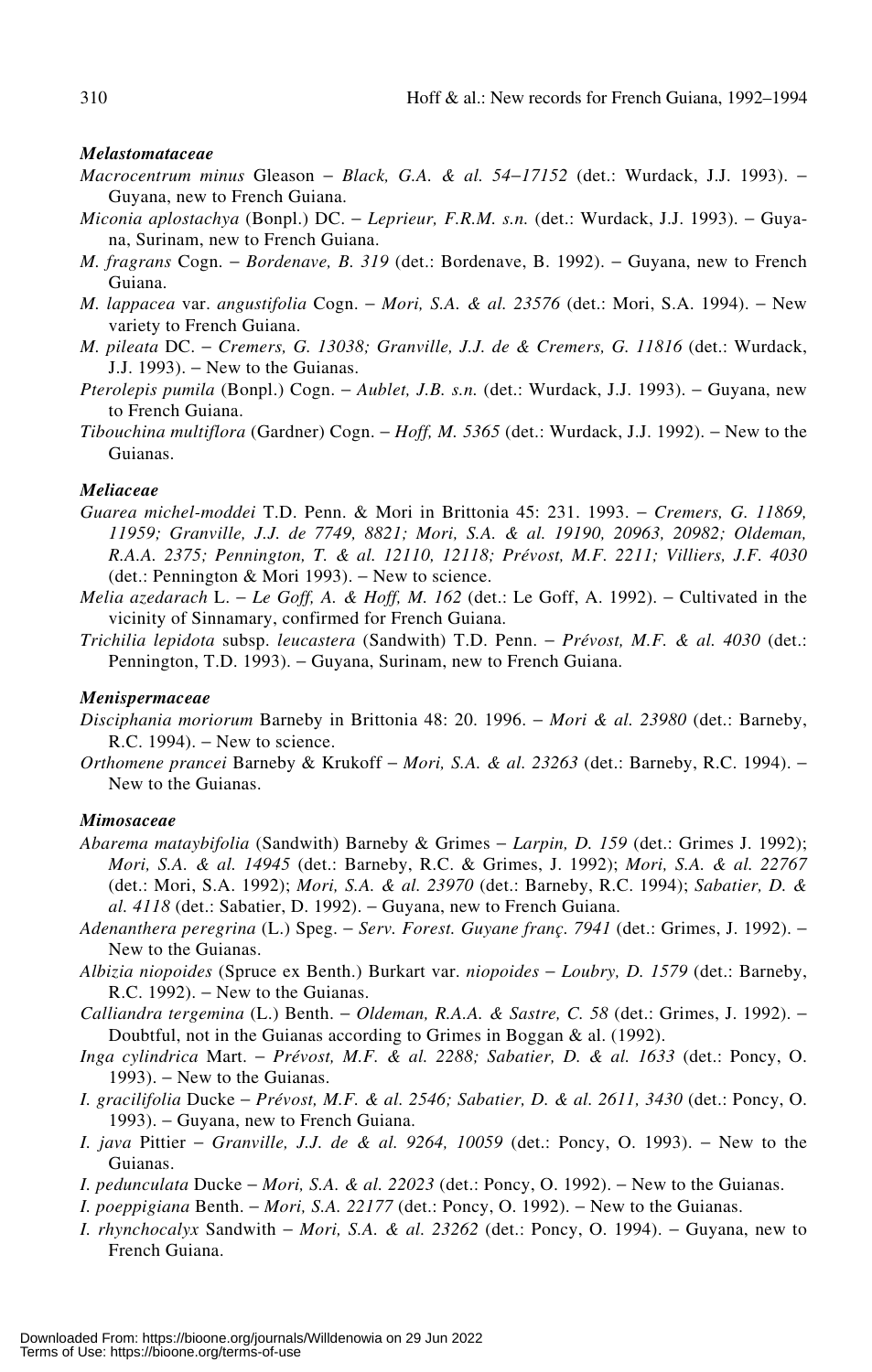### *Melastomataceae*

*Macrocentrum minus* Gleason – *Black, G.A. & al. 54–17152* (det.: Wurdack, J.J. 1993). – Guyana, new to French Guiana.

*Miconia aplostachya* (Bonpl.) DC. – *Leprieur, F.R.M. s.n.* (det.: Wurdack, J.J. 1993). – Guyana, Surinam, new to French Guiana.

*M. fragrans* Cogn. – *Bordenave, B. 319* (det.: Bordenave, B. 1992). – Guyana, new to French Guiana.

*M. lappacea* var. *angustifolia* Cogn. – *Mori, S.A. & al. 23576* (det.: Mori, S.A. 1994). – New variety to French Guiana.

*M. pileata* DC. – *Cremers, G. 13038; Granville, J.J. de & Cremers, G. 11816* (det.: Wurdack, J.J. 1993). – New to the Guianas.

*Pterolepis pumila* (Bonpl.) Cogn. – *Aublet, J.B. s.n.* (det.: Wurdack, J.J. 1993). – Guyana, new to French Guiana.

*Tibouchina multiflora* (Gardner) Cogn. – *Hoff, M. 5365* (det.: Wurdack, J.J. 1992). – New to the Guianas.

### *Meliaceae*

*Guarea michel-moddei* T.D. Penn. & Mori in Brittonia 45: 231. 1993. – *Cremers, G. 11869, 11959; Granville, J.J. de 7749, 8821; Mori, S.A. & al. 19190, 20963, 20982; Oldeman, R.A.A. 2375; Pennington, T. & al. 12110, 12118; Prévost, M.F. 2211; Villiers, J.F. 4030* (det.: Pennington & Mori 1993). – New to science.

*Melia azedarach* L. – *Le Goff, A. & Hoff, M. 162* (det.: Le Goff, A. 1992). – Cultivated in the vicinity of Sinnamary, confirmed for French Guiana.

*Trichilia lepidota* subsp. *leucastera* (Sandwith) T.D. Penn. – *Prévost, M.F. & al. 4030* (det.: Pennington, T.D. 1993). – Guyana, Surinam, new to French Guiana.

### *Menispermaceae*

*Disciphania moriorum* Barneby in Brittonia 48: 20. 1996. – *Mori & al. 23980* (det.: Barneby, R.C. 1994). – New to science.

*Orthomene prancei* Barneby & Krukoff – *Mori, S.A. & al. 23263* (det.: Barneby, R.C. 1994). – New to the Guianas.

### *Mimosaceae*

*Abarema mataybifolia* (Sandwith) Barneby & Grimes – *Larpin, D. 159* (det.: Grimes J. 1992); *Mori, S.A. & al. 14945* (det.: Barneby, R.C. & Grimes, J. 1992); *Mori, S.A. & al. 22767* (det.: Mori, S.A. 1992); *Mori, S.A. & al. 23970* (det.: Barneby, R.C. 1994); *Sabatier, D. & al. 4118* (det.: Sabatier, D. 1992). – Guyana, new to French Guiana.

*Adenanthera peregrina* (L.) Speg. – *Serv. Forest. Guyane franç. 7941* (det.: Grimes, J. 1992). – New to the Guianas.

*Albizia niopoides* (Spruce ex Benth.) Burkart var. *niopoides* – *Loubry, D. 1579* (det.: Barneby, R.C. 1992). – New to the Guianas.

*Calliandra tergemina* (L.) Benth. – *Oldeman, R.A.A. & Sastre, C. 58* (det.: Grimes, J. 1992). – Doubtful, not in the Guianas according to Grimes in Boggan & al. (1992).

*Inga cylindrica* Mart. – *Prévost, M.F. & al. 2288; Sabatier, D. & al. 1633* (det.: Poncy, O. 1993). – New to the Guianas.

*I. gracilifolia* Ducke – *Prévost, M.F. & al. 2546; Sabatier, D. & al. 2611, 3430* (det.: Poncy, O. 1993). – Guyana, new to French Guiana.

*I. java* Pittier – *Granville, J.J. de & al. 9264, 10059* (det.: Poncy, O. 1993). – New to the Guianas.

*I. pedunculata* Ducke – *Mori, S.A. & al. 22023* (det.: Poncy, O. 1992). – New to the Guianas.

*I. poeppigiana* Benth. – *Mori, S.A. 22177* (det.: Poncy, O. 1992). – New to the Guianas.

*I. rhynchocalyx* Sandwith – *Mori, S.A. & al. 23262* (det.: Poncy, O. 1994). – Guyana, new to French Guiana.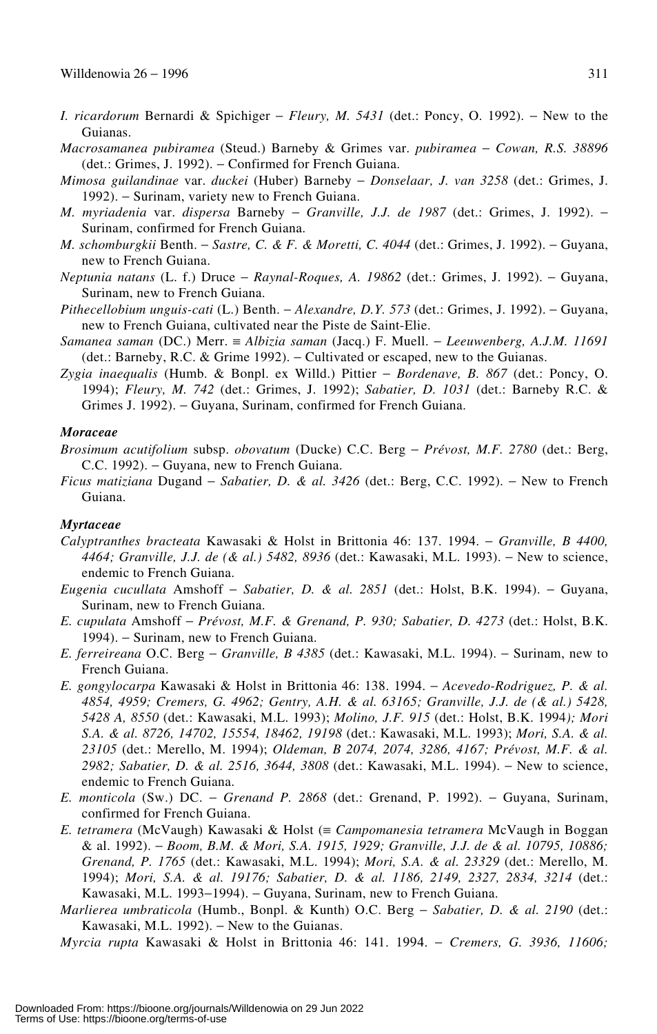*I. ricardorum* Bernardi & Spichiger – *Fleury, M. 5431* (det.: Poncy, O. 1992). – New to the Guianas.

*Macrosamanea pubiramea* (Steud.) Barneby & Grimes var. *pubiramea* – *Cowan, R.S. 38896* (det.: Grimes, J. 1992). – Confirmed for French Guiana.

*Mimosa guilandinae* var. *duckei* (Huber) Barneby – *Donselaar, J. van 3258* (det.: Grimes, J. 1992). – Surinam, variety new to French Guiana.

*M. myriadenia* var. *dispersa* Barneby – *Granville, J.J. de 1987* (det.: Grimes, J. 1992). – Surinam, confirmed for French Guiana.

*M. schomburgkii* Benth. – *Sastre, C. & F. & Moretti, C. 4044* (det.: Grimes, J. 1992). – Guyana, new to French Guiana.

*Neptunia natans* (L. f.) Druce – *Raynal-Roques, A. 19862* (det.: Grimes, J. 1992). – Guyana, Surinam, new to French Guiana.

*Pithecellobium unguis-cati* (L.) Benth. – *Alexandre, D.Y. 573* (det.: Grimes, J. 1992). – Guyana, new to French Guiana, cultivated near the Piste de Saint-Elie.

*Samanea saman* (DC.) Merr. ≡ *Albizia saman* (Jacq.) F. Muell. – *Leeuwenberg, A.J.M. 11691* (det.: Barneby, R.C. & Grime 1992). – Cultivated or escaped, new to the Guianas.

*Zygia inaequalis* (Humb. & Bonpl. ex Willd.) Pittier – *Bordenave, B. 867* (det.: Poncy, O. 1994); *Fleury, M. 742* (det.: Grimes, J. 1992); *Sabatier, D. 1031* (det.: Barneby R.C. & Grimes J. 1992). – Guyana, Surinam, confirmed for French Guiana.

### *Moraceae*

*Brosimum acutifolium* subsp. *obovatum* (Ducke) C.C. Berg – *Prévost, M.F. 2780* (det.: Berg, C.C. 1992). – Guyana, new to French Guiana.

*Ficus matiziana* Dugand – *Sabatier, D. & al. 3426* (det.: Berg, C.C. 1992). – New to French Guiana.

### *Myrtaceae*

*Calyptranthes bracteata* Kawasaki & Holst in Brittonia 46: 137. 1994. – *Granville, B 4400, 4464; Granville, J.J. de (& al.) 5482, 8936* (det.: Kawasaki, M.L. 1993). – New to science, endemic to French Guiana.

*Eugenia cucullata* Amshoff – *Sabatier, D. & al. 2851* (det.: Holst, B.K. 1994). – Guyana, Surinam, new to French Guiana.

*E. cupulata* Amshoff – *Prévost, M.F. & Grenand, P. 930; Sabatier, D. 4273* (det.: Holst, B.K. 1994). – Surinam, new to French Guiana.

*E. ferreireana* O.C. Berg – *Granville, B 4385* (det.: Kawasaki, M.L. 1994). – Surinam, new to French Guiana.

*E. gongylocarpa* Kawasaki & Holst in Brittonia 46: 138. 1994. – *Acevedo-Rodriguez, P. & al. 4854, 4959; Cremers, G. 4962; Gentry, A.H. & al. 63165; Granville, J.J. de (& al.) 5428, 5428 A, 8550* (det.: Kawasaki, M.L. 1993); *Molino, J.F. 915* (det.: Holst, B.K. 1994); *Mori S.A. & al. 8726, 14702, 15554, 18462, 19198* (det.: Kawasaki, M.L. 1993); *Mori, S.A. & al. 23105* (det.: Merello, M. 1994); *Oldeman, B 2074, 2074, 3286, 4167; Prévost, M.F. & al. 2982; Sabatier, D. & al. 2516, 3644, 3808* (det.: Kawasaki, M.L. 1994). – New to science, endemic to French Guiana.

*E. monticola* (Sw.) DC. – *Grenand P. 2868* (det.: Grenand, P. 1992). – Guyana, Surinam, confirmed for French Guiana.

*E. tetramera* (McVaugh) Kawasaki & Holst (≡ *Campomanesia tetramera* McVaugh in Boggan & al. 1992). – *Boom, B.M. & Mori, S.A. 1915, 1929; Granville, J.J. de & al. 10795, 10886; Grenand, P. 1765* (det.: Kawasaki, M.L. 1994); *Mori, S.A. & al. 23329* (det.: Merello, M. 1994); *Mori, S.A. & al. 19176; Sabatier, D. & al. 1186, 2149, 2327, 2834, 3214* (det.: Kawasaki, M.L. 1993–1994). – Guyana, Surinam, new to French Guiana.

*Marlierea umbraticola* (Humb., Bonpl. & Kunth) O.C. Berg – *Sabatier, D. & al. 2190* (det.: Kawasaki, M.L. 1992). – New to the Guianas.

*Myrcia rupta* Kawasaki & Holst in Brittonia 46: 141. 1994. – *Cremers, G. 3936, 11606;*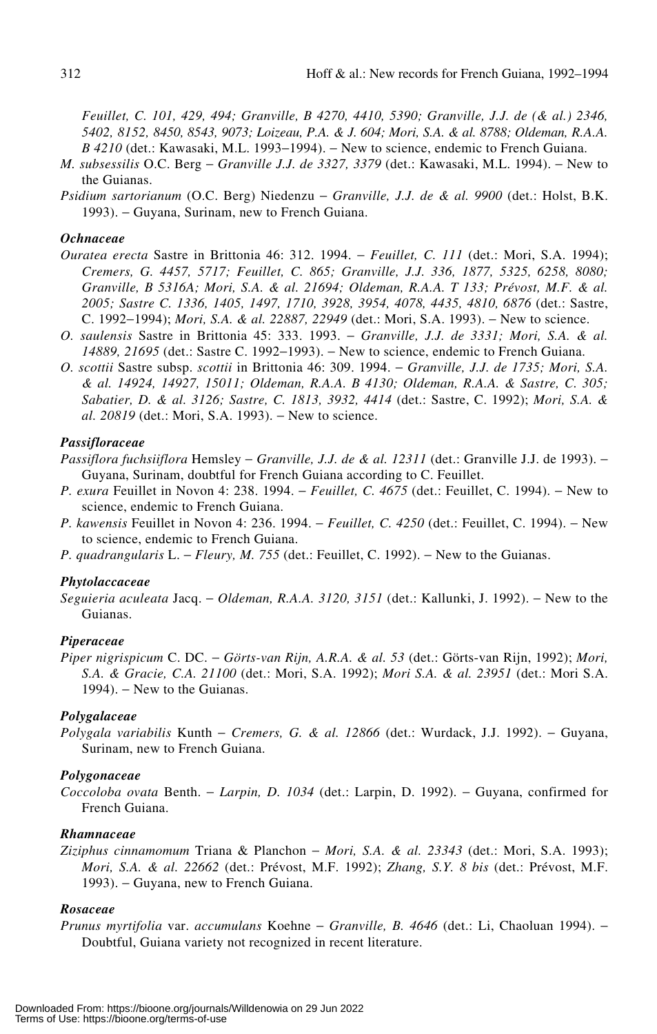*Feuillet, C. 101, 429, 494; Granville, B 4270, 4410, 5390; Granville, J.J. de (& al.) 2346, 5402, 8152, 8450, 8543, 9073; Loizeau, P.A. & J. 604; Mori, S.A. & al. 8788; Oldeman, R.A.A. B 4210* (det.: Kawasaki, M.L. 1993–1994). – New to science, endemic to French Guiana.

*M. subsessilis* O.C. Berg – *Granville J.J. de 3327, 3379* (det.: Kawasaki, M.L. 1994). – New to the Guianas.

*Psidium sartorianum* (O.C. Berg) Niedenzu – *Granville, J.J. de & al. 9900* (det.: Holst, B.K. 1993). – Guyana, Surinam, new to French Guiana.

### *Ochnaceae*

*Ouratea erecta* Sastre in Brittonia 46: 312. 1994. – *Feuillet, C. 111* (det.: Mori, S.A. 1994); *Cremers, G. 4457, 5717; Feuillet, C. 865; Granville, J.J. 336, 1877, 5325, 6258, 8080; Granville, B 5316A; Mori, S.A. & al. 21694; Oldeman, R.A.A. T 133; Prévost, M.F. & al. 2005; Sastre C. 1336, 1405, 1497, 1710, 3928, 3954, 4078, 4435, 4810, 6876* (det.: Sastre, C. 1992–1994); *Mori, S.A. & al. 22887, 22949* (det.: Mori, S.A. 1993). – New to science.

*O. saulensis* Sastre in Brittonia 45: 333. 1993. – *Granville, J.J. de 3331; Mori, S.A. & al. 14889, 21695* (det.: Sastre C. 1992–1993). – New to science, endemic to French Guiana.

*O. scottii* Sastre subsp. *scottii* in Brittonia 46: 309. 1994. – *Granville, J.J. de 1735; Mori, S.A. & al. 14924, 14927, 15011; Oldeman, R.A.A. B 4130; Oldeman, R.A.A. & Sastre, C. 305; Sabatier, D. & al. 3126; Sastre, C. 1813, 3932, 4414* (det.: Sastre, C. 1992); *Mori, S.A. & al. 20819* (det.: Mori, S.A. 1993). – New to science.

### *Passifloraceae*

*Passiflora fuchsiiflora* Hemsley – *Granville, J.J. de & al. 12311* (det.: Granville J.J. de 1993). – Guyana, Surinam, doubtful for French Guiana according to C. Feuillet.

*P. exura* Feuillet in Novon 4: 238. 1994. – *Feuillet, C. 4675* (det.: Feuillet, C. 1994). – New to science, endemic to French Guiana.

*P. kawensis* Feuillet in Novon 4: 236. 1994. – *Feuillet, C. 4250* (det.: Feuillet, C. 1994). – New to science, endemic to French Guiana.

*P. quadrangularis* L. – *Fleury, M. 755* (det.: Feuillet, C. 1992). – New to the Guianas.

### *Phytolaccaceae*

*Seguieria aculeata* Jacq. – *Oldeman, R.A.A. 3120, 3151* (det.: Kallunki, J. 1992). – New to the Guianas.

### *Piperaceae*

*Piper nigrispicum* C. DC. – *Görts-van Rijn, A.R.A. & al. 53* (det.: Görts-van Rijn, 1992); *Mori, S.A. & Gracie, C.A. 21100* (det.: Mori, S.A. 1992); *Mori S.A. & al. 23951* (det.: Mori S.A. 1994). – New to the Guianas.

### *Polygalaceae*

*Polygala variabilis* Kunth – *Cremers, G. & al. 12866* (det.: Wurdack, J.J. 1992). – Guyana, Surinam, new to French Guiana.

### *Polygonaceae*

*Coccoloba ovata* Benth. – *Larpin, D. 1034* (det.: Larpin, D. 1992). – Guyana, confirmed for French Guiana.

### *Rhamnaceae*

*Ziziphus cinnamomum* Triana & Planchon – *Mori, S.A. & al. 23343* (det.: Mori, S.A. 1993); *Mori, S.A. & al. 22662* (det.: Prévost, M.F. 1992); *Zhang, S.Y. 8 bis* (det.: Prévost, M.F. 1993). – Guyana, new to French Guiana.

### *Rosaceae*

*Prunus myrtifolia* var. *accumulans* Koehne – *Granville, B. 4646* (det.: Li, Chaoluan 1994). – Doubtful, Guiana variety not recognized in recent literature.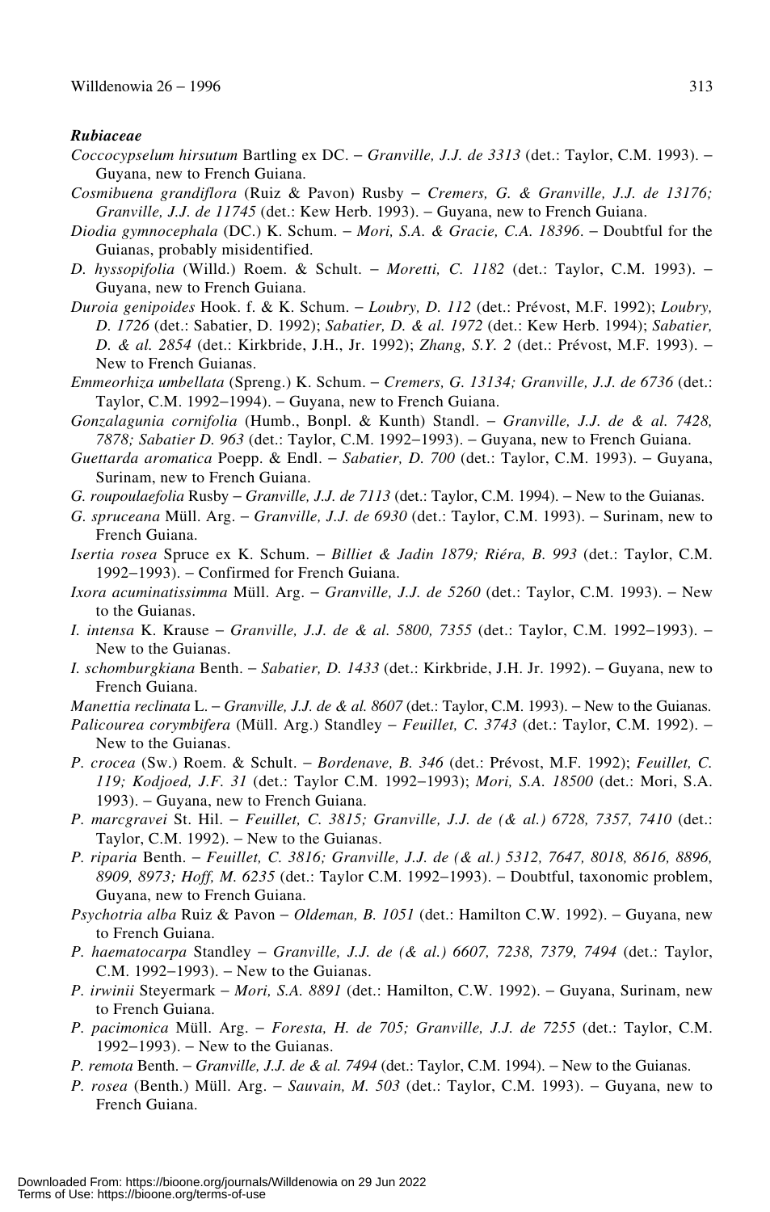***Rubiaceae***

*Coccocypselum hirsutum* Bartling ex DC. – *Granville, J.J. de 3313* (det.: Taylor, C.M. 1993). – Guyana, new to French Guiana.

*Cosmibuena grandiflora* (Ruiz & Pavon) Rusby – *Cremers, G. & Granville, J.J. de 13176; Granville, J.J. de 11745* (det.: Kew Herb. 1993). – Guyana, new to French Guiana.

*Diodia gymnocephala* (DC.) K. Schum. – *Mori, S.A. & Gracie, C.A. 18396*. – Doubtful for the Guianas, probably misidentified.

*D. hyssopifolia* (Willd.) Roem. & Schult. – *Moretti, C. 1182* (det.: Taylor, C.M. 1993). – Guyana, new to French Guiana.

*Duroia genipoides* Hook. f. & K. Schum. – *Loubry, D. 112* (det.: Prévost, M.F. 1992); *Loubry, D. 1726* (det.: Sabatier, D. 1992); *Sabatier, D. & al. 1972* (det.: Kew Herb. 1994); *Sabatier, D. & al. 2854* (det.: Kirkbride, J.H., Jr. 1992); *Zhang, S.Y. 2* (det.: Prévost, M.F. 1993). – New to French Guianas.

*Emmeorhiza umbellata* (Spreng.) K. Schum. – *Cremers, G. 13134; Granville, J.J. de 6736* (det.: Taylor, C.M. 1992–1994). – Guyana, new to French Guiana.

*Gonzalagunia cornifolia* (Humb., Bonpl. & Kunth) Standl. – *Granville, J.J. de & al. 7428, 7878; Sabatier D. 963* (det.: Taylor, C.M. 1992–1993). – Guyana, new to French Guiana.

*Guettarda aromatica* Poepp. & Endl. – *Sabatier, D. 700* (det.: Taylor, C.M. 1993). – Guyana, Surinam, new to French Guiana.

*G. roupoulaefolia* Rusby – *Granville, J.J. de 7113* (det.: Taylor, C.M. 1994). – New to the Guianas.

*G. spruceana* Müll. Arg. – *Granville, J.J. de 6930* (det.: Taylor, C.M. 1993). – Surinam, new to French Guiana.

*Isertia rosea* Spruce ex K. Schum. – *Billiet & Jadin 1879; Riéra, B. 993* (det.: Taylor, C.M. 1992–1993). – Confirmed for French Guiana.

*Ixora acuminatissimma* Müll. Arg. – *Granville, J.J. de 5260* (det.: Taylor, C.M. 1993). – New to the Guianas.

*I. intensa* K. Krause – *Granville, J.J. de & al. 5800, 7355* (det.: Taylor, C.M. 1992–1993). – New to the Guianas.

*I. schomburgkiana* Benth. – *Sabatier, D. 1433* (det.: Kirkbride, J.H. Jr. 1992). – Guyana, new to French Guiana.

*Manettia reclinata* L. – *Granville, J.J. de & al. 8607* (det.: Taylor, C.M. 1993). – New to the Guianas.

*Palicourea corymbifera* (Müll. Arg.) Standley – *Feuillet, C. 3743* (det.: Taylor, C.M. 1992). – New to the Guianas.

*P. crocea* (Sw.) Roem. & Schult. – *Bordenave, B. 346* (det.: Prévost, M.F. 1992); *Feuillet, C. 119; Kodjoed, J.F. 31* (det.: Taylor C.M. 1992–1993); *Mori, S.A. 18500* (det.: Mori, S.A. 1993). – Guyana, new to French Guiana.

*P. marcgravei* St. Hil. – *Feuillet, C. 3815; Granville, J.J. de (& al.) 6728, 7357, 7410* (det.: Taylor, C.M. 1992). – New to the Guianas.

*P. riparia* Benth. – *Feuillet, C. 3816; Granville, J.J. de (& al.) 5312, 7647, 8018, 8616, 8896, 8909, 8973; Hoff, M. 6235* (det.: Taylor C.M. 1992–1993). – Doubtful, taxonomic problem, Guyana, new to French Guiana.

*Psychotria alba* Ruiz & Pavon – *Oldeman, B. 1051* (det.: Hamilton C.W. 1992). – Guyana, new to French Guiana.

*P. haematocarpa* Standley – *Granville, J.J. de (& al.) 6607, 7238, 7379, 7494* (det.: Taylor, C.M. 1992–1993). – New to the Guianas.

*P. irwinii* Steyermark – *Mori, S.A. 8891* (det.: Hamilton, C.W. 1992). – Guyana, Surinam, new to French Guiana.

*P. pacimonica* Müll. Arg. – *Foresta, H. de 705; Granville, J.J. de 7255* (det.: Taylor, C.M. 1992–1993). – New to the Guianas.

*P. remota* Benth. – *Granville, J.J. de & al. 7494* (det.: Taylor, C.M. 1994). – New to the Guianas.

*P. rosea* (Benth.) Müll. Arg. – *Sauvain, M. 503* (det.: Taylor, C.M. 1993). – Guyana, new to French Guiana.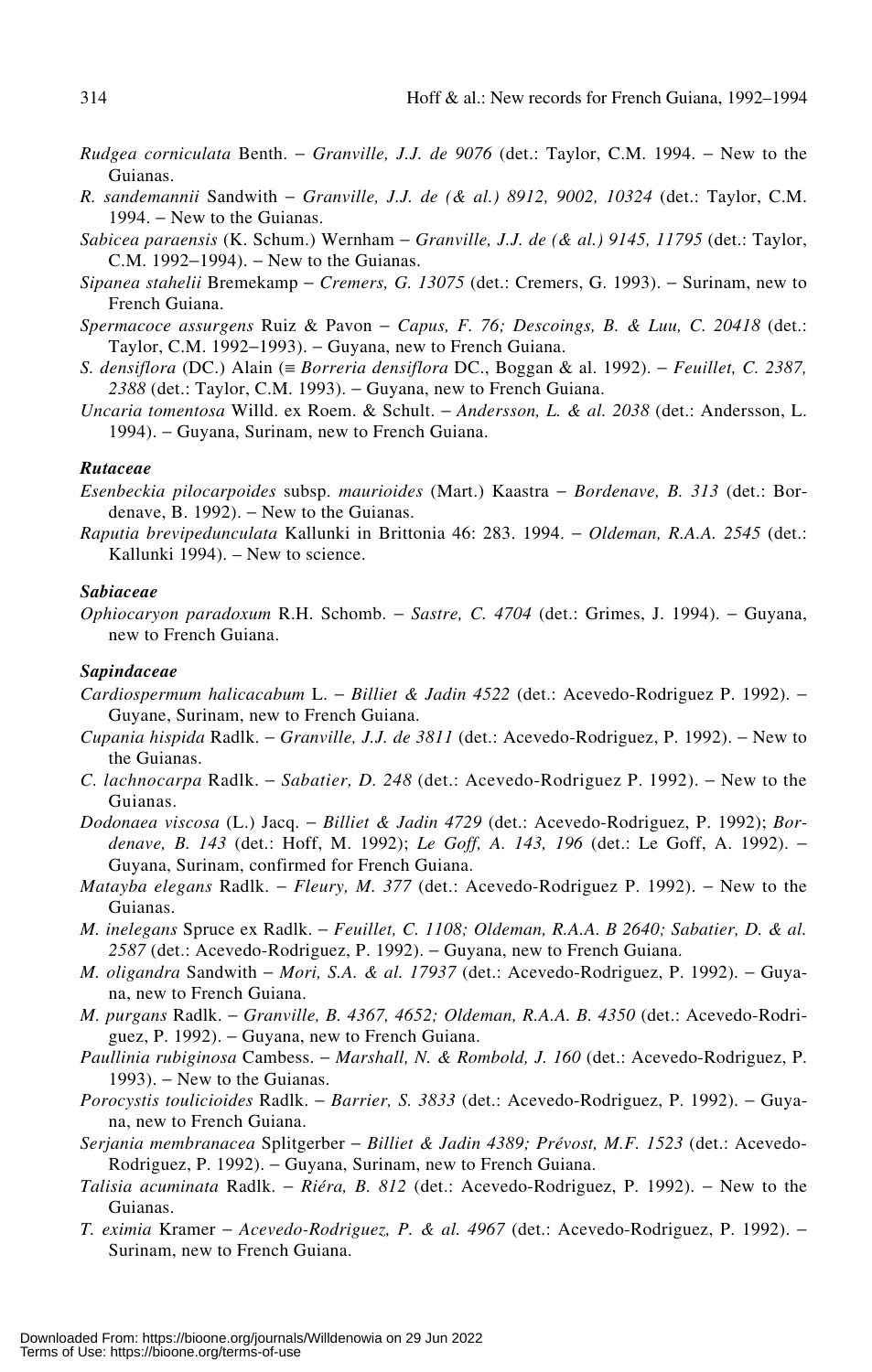*Rudgea corniculata* Benth. – *Granville, J.J. de 9076* (det.: Taylor, C.M. 1994. – New to the Guianas.

*R. sandemannii* Sandwith – *Granville, J.J. de (& al.) 8912, 9002, 10324* (det.: Taylor, C.M. 1994. – New to the Guianas.

*Sabicea paraensis* (K. Schum.) Wernham – *Granville, J.J. de (& al.) 9145, 11795* (det.: Taylor, C.M. 1992–1994). – New to the Guianas.

*Sipanea stahelii* Bremekamp – *Cremers, G. 13075* (det.: Cremers, G. 1993). – Surinam, new to French Guiana.

*Spermacoce assurgens* Ruiz & Pavon – *Capus, F. 76; Descoings, B. & Luu, C. 20418* (det.: Taylor, C.M. 1992–1993). – Guyana, new to French Guiana.

*S. densiflora* (DC.) Alain (≡ *Borreria densiflora* DC., Boggan & al. 1992). – *Feuillet, C. 2387, 2388* (det.: Taylor, C.M. 1993). – Guyana, new to French Guiana.

*Uncaria tomentosa* Willd. ex Roem. & Schult. – *Andersson, L. & al. 2038* (det.: Andersson, L. 1994). – Guyana, Surinam, new to French Guiana.

### *Rutaceae*

*Esenbeckia pilocarpoides* subsp. *maurioides* (Mart.) Kaastra – *Bordenave, B. 313* (det.: Bordenave, B. 1992). – New to the Guianas.

*Raputia brevipedunculata* Kallunki in Brittonia 46: 283. 1994. – *Oldeman, R.A.A. 2545* (det.: Kallunki 1994). – New to science.

### *Sabiaceae*

*Ophiocaryon paradoxum* R.H. Schomb. – *Sastre, C. 4704* (det.: Grimes, J. 1994). – Guyana, new to French Guiana.

### *Sapindaceae*

*Cardiospermum halicacabum* L. – *Billiet & Jadin 4522* (det.: Acevedo-Rodriguez P. 1992). – Guyane, Surinam, new to French Guiana.

*Cupania hispida* Radlk. – *Granville, J.J. de 3811* (det.: Acevedo-Rodriguez, P. 1992). – New to the Guianas.

*C. lachnocarpa* Radlk. – *Sabatier, D. 248* (det.: Acevedo-Rodriguez P. 1992). – New to the Guianas.

*Dodonaea viscosa* (L.) Jacq. – *Billiet & Jadin 4729* (det.: Acevedo-Rodriguez, P. 1992); *Bordenave, B. 143* (det.: Hoff, M. 1992); *Le Goff, A. 143, 196* (det.: Le Goff, A. 1992). – Guyana, Surinam, confirmed for French Guiana.

*Matayba elegans* Radlk. – *Fleury, M. 377* (det.: Acevedo-Rodriguez P. 1992). – New to the Guianas.

*M. inelegans* Spruce ex Radlk. – *Feuillet, C. 1108; Oldeman, R.A.A. B 2640; Sabatier, D. & al. 2587* (det.: Acevedo-Rodriguez, P. 1992). – Guyana, new to French Guiana.

*M. oligandra* Sandwith – *Mori, S.A. & al. 17937* (det.: Acevedo-Rodriguez, P. 1992). – Guyana, new to French Guiana.

*M. purgans* Radlk. – *Granville, B. 4367, 4652; Oldeman, R.A.A. B. 4350* (det.: Acevedo-Rodriguez, P. 1992). – Guyana, new to French Guiana.

*Paullinia rubiginosa* Cambess. – *Marshall, N. & Rombold, J. 160* (det.: Acevedo-Rodriguez, P. 1993). – New to the Guianas.

*Porocystis toulicioides* Radlk. – *Barrier, S. 3833* (det.: Acevedo-Rodriguez, P. 1992). – Guyana, new to French Guiana.

*Serjania membranacea* Splitgerber – *Billiet & Jadin 4389; Prévost, M.F. 1523* (det.: Acevedo-Rodriguez, P. 1992). – Guyana, Surinam, new to French Guiana.

*Talisia acuminata* Radlk. – *Riéra, B. 812* (det.: Acevedo-Rodriguez, P. 1992). – New to the Guianas.

*T. eximia* Kramer – *Acevedo-Rodriguez, P. & al. 4967* (det.: Acevedo-Rodriguez, P. 1992). – Surinam, new to French Guiana.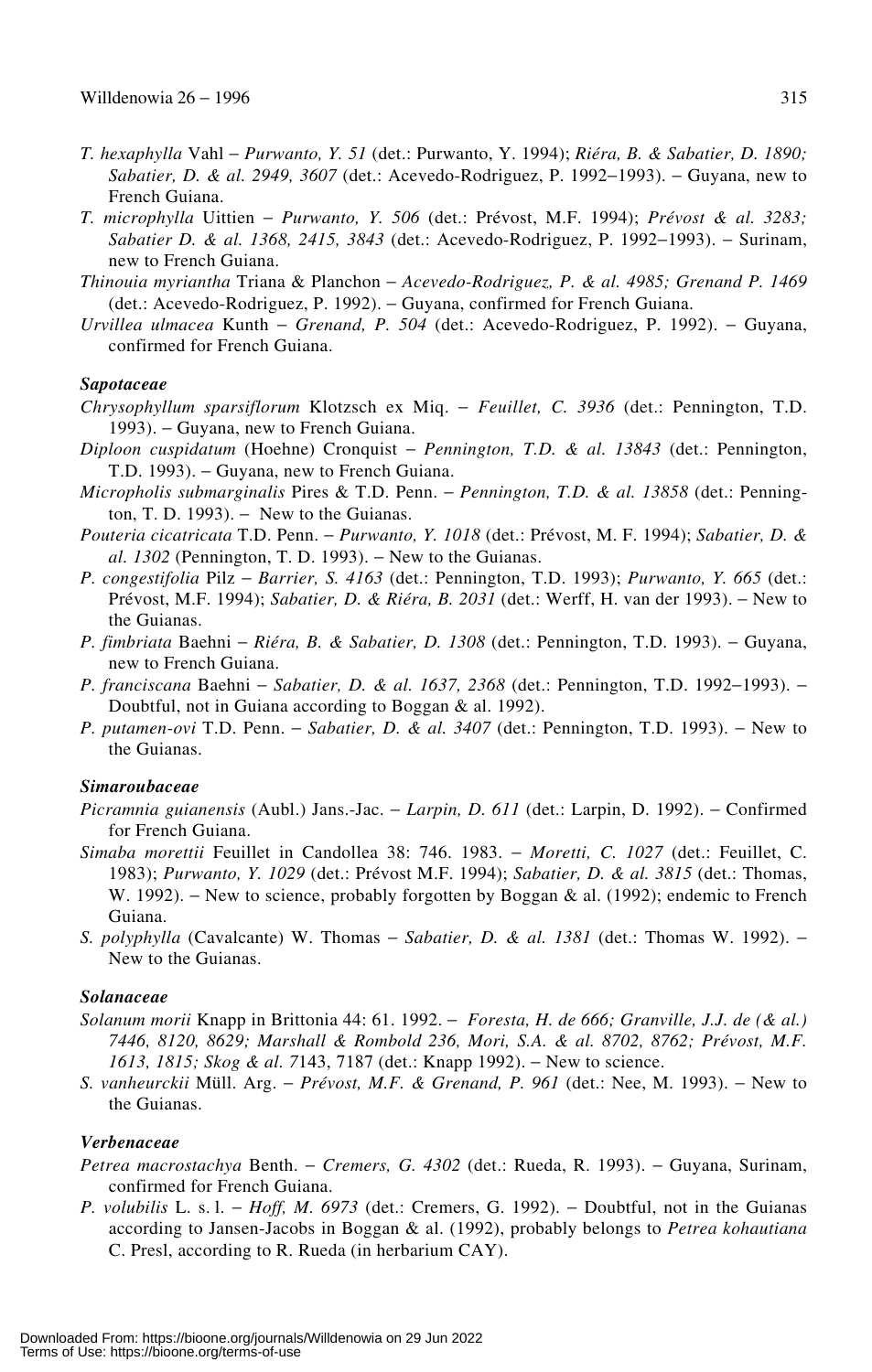*T. hexaphylla* Vahl – *Purwanto, Y. 51* (det.: Purwanto, Y. 1994); *Riéra, B. & Sabatier, D. 1890; Sabatier, D. & al. 2949, 3607* (det.: Acevedo-Rodriguez, P. 1992–1993). – Guyana, new to French Guiana.

*T. microphylla* Uittien – *Purwanto, Y. 506* (det.: Prévost, M.F. 1994); *Prévost & al. 3283; Sabatier D. & al. 1368, 2415, 3843* (det.: Acevedo-Rodriguez, P. 1992–1993). – Surinam, new to French Guiana.

*Thinouia myriantha* Triana & Planchon – *Acevedo-Rodriguez, P. & al. 4985; Grenand P. 1469* (det.: Acevedo-Rodriguez, P. 1992). – Guyana, confirmed for French Guiana.

*Urvillea ulmacea* Kunth – *Grenand, P. 504* (det.: Acevedo-Rodriguez, P. 1992). – Guyana, confirmed for French Guiana.

### *Sapotaceae*

*Chrysophyllum sparsiflorum* Klotzsch ex Miq. – *Feuillet, C. 3936* (det.: Pennington, T.D. 1993). – Guyana, new to French Guiana.

*Diploon cuspidatum* (Hoehne) Cronquist – *Pennington, T.D. & al. 13843* (det.: Pennington, T.D. 1993). – Guyana, new to French Guiana.

*Micropholis submarginalis* Pires & T.D. Penn. – *Pennington, T.D. & al. 13858* (det.: Pennington, T. D. 1993). – New to the Guianas.

*Pouteria cicatricata* T.D. Penn. – *Purwanto, Y. 1018* (det.: Prévost, M. F. 1994); *Sabatier, D. & al. 1302* (Pennington, T. D. 1993). – New to the Guianas.

*P. congestifolia* Pilz – *Barrier, S. 4163* (det.: Pennington, T.D. 1993); *Purwanto, Y. 665* (det.: Prévost, M.F. 1994); *Sabatier, D. & Riéra, B. 2031* (det.: Werff, H. van der 1993). – New to the Guianas.

*P. fimbriata* Baehni – *Riéra, B. & Sabatier, D. 1308* (det.: Pennington, T.D. 1993). – Guyana, new to French Guiana.

*P. franciscana* Baehni – *Sabatier, D. & al. 1637, 2368* (det.: Pennington, T.D. 1992–1993). – Doubtful, not in Guiana according to Boggan & al. 1992).

*P. putamen-ovi* T.D. Penn. – *Sabatier, D. & al. 3407* (det.: Pennington, T.D. 1993). – New to the Guianas.

### *Simaroubaceae*

*Picramnia guianensis* (Aubl.) Jans.-Jac. – *Larpin, D. 611* (det.: Larpin, D. 1992). – Confirmed for French Guiana.

*Simaba morettii* Feuillet in Candollea 38: 746. 1983. – *Moretti, C. 1027* (det.: Feuillet, C. 1983); *Purwanto, Y. 1029* (det.: Prévost M.F. 1994); *Sabatier, D. & al. 3815* (det.: Thomas, W. 1992). – New to science, probably forgotten by Boggan & al. (1992); endemic to French Guiana.

*S. polyphylla* (Cavalcante) W. Thomas – *Sabatier, D. & al. 1381* (det.: Thomas W. 1992). – New to the Guianas.

### *Solanaceae*

*Solanum morii* Knapp in Brittonia 44: 61. 1992. – *Foresta, H. de 666; Granville, J.J. de (& al.) 7446, 8120, 8629; Marshall & Rombold 236, Mori, S.A. & al. 8702, 8762; Prévost, M.F. 1613, 1815; Skog & al. 7*143, 7187 (det.: Knapp 1992). – New to science.

*S. vanheurckii* Müll. Arg. – *Prévost, M.F. & Grenand, P. 961* (det.: Nee, M. 1993). – New to the Guianas.

### *Verbenaceae*

*Petrea macrostachya* Benth. – *Cremers, G. 4302* (det.: Rueda, R. 1993). – Guyana, Surinam, confirmed for French Guiana.

*P. volubilis* L. s. l. – *Hoff, M. 6973* (det.: Cremers, G. 1992). – Doubtful, not in the Guianas according to Jansen-Jacobs in Boggan & al. (1992), probably belongs to *Petrea kohautiana* C. Presl, according to R. Rueda (in herbarium CAY).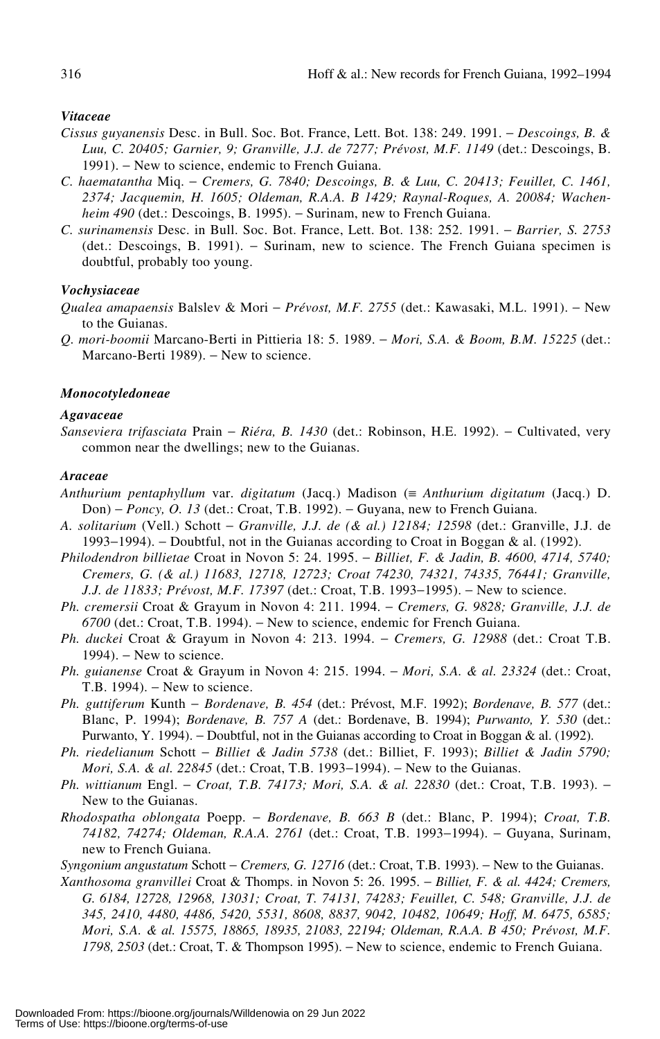### *Vitaceae*

*Cissus guyanensis* Desc. in Bull. Soc. Bot. France, Lett. Bot. 138: 249. 1991. – *Descoings, B. & Luu, C. 20405; Garnier, 9; Granville, J.J. de 7277; Prévost, M.F. 1149* (det.: Descoings, B. 1991). – New to science, endemic to French Guiana.

*C. haematantha* Miq. – *Cremers, G. 7840; Descoings, B. & Luu, C. 20413; Feuillet, C. 1461, 2374; Jacquemin, H. 1605; Oldeman, R.A.A. B 1429; Raynal-Roques, A. 20084; Wachenheim 490* (det.: Descoings, B. 1995). – Surinam, new to French Guiana.

*C. surinamensis* Desc. in Bull. Soc. Bot. France, Lett. Bot. 138: 252. 1991. – *Barrier, S. 2753* (det.: Descoings, B. 1991). – Surinam, new to science. The French Guiana specimen is doubtful, probably too young.

### *Vochysiaceae*

*Qualea amapaensis* Balslev & Mori – *Prévost, M.F. 2755* (det.: Kawasaki, M.L. 1991). – New to the Guianas.

*Q. mori-boomii* Marcano-Berti in Pittieria 18: 5. 1989. – *Mori, S.A. & Boom, B.M. 15225* (det.: Marcano-Berti 1989). – New to science.

## *Monocotyledoneae*

### *Agavaceae*

*Sanseviera trifasciata* Prain – *Riéra, B. 1430* (det.: Robinson, H.E. 1992). – Cultivated, very common near the dwellings; new to the Guianas.

### *Araceae*

*Anthurium pentaphyllum* var. *digitatum* (Jacq.) Madison (≡ *Anthurium digitatum* (Jacq.) D. Don) – *Poncy, O. 13* (det.: Croat, T.B. 1992). – Guyana, new to French Guiana.

*A. solitarium* (Vell.) Schott – *Granville, J.J. de (& al.) 12184; 12598* (det.: Granville, J.J. de 1993–1994). – Doubtful, not in the Guianas according to Croat in Boggan & al. (1992).

*Philodendron billietae* Croat in Novon 5: 24. 1995. – *Billiet, F. & Jadin, B. 4600, 4714, 5740; Cremers, G. (& al.) 11683, 12718, 12723; Croat 74230, 74321, 74335, 76441; Granville, J.J. de 11833; Prévost, M.F. 17397* (det.: Croat, T.B. 1993–1995). – New to science.

*Ph. cremersii* Croat & Grayum in Novon 4: 211. 1994. – *Cremers, G. 9828; Granville, J.J. de 6700* (det.: Croat, T.B. 1994). – New to science, endemic for French Guiana.

*Ph. duckei* Croat & Grayum in Novon 4: 213. 1994. – *Cremers, G. 12988* (det.: Croat T.B. 1994). – New to science.

*Ph. guianense* Croat & Grayum in Novon 4: 215. 1994. – *Mori, S.A. & al. 23324* (det.: Croat, T.B. 1994). – New to science.

*Ph. guttiferum* Kunth – *Bordenave, B. 454* (det.: Prévost, M.F. 1992); *Bordenave, B. 577* (det.: Blanc, P. 1994); *Bordenave, B. 757 A* (det.: Bordenave, B. 1994); *Purwanto, Y. 530* (det.: Purwanto, Y. 1994). – Doubtful, not in the Guianas according to Croat in Boggan & al. (1992).

*Ph. riedelianum* Schott – *Billiet & Jadin 5738* (det.: Billiet, F. 1993); *Billiet & Jadin 5790; Mori, S.A. & al. 22845* (det.: Croat, T.B. 1993–1994). – New to the Guianas.

*Ph. wittianum* Engl. – *Croat, T.B. 74173; Mori, S.A. & al. 22830* (det.: Croat, T.B. 1993). – New to the Guianas.

*Rhodospatha oblongata* Poepp. – *Bordenave, B. 663 B* (det.: Blanc, P. 1994); *Croat, T.B. 74182, 74274; Oldeman, R.A.A. 2761* (det.: Croat, T.B. 1993–1994). – Guyana, Surinam, new to French Guiana.

*Syngonium angustatum* Schott – *Cremers, G. 12716* (det.: Croat, T.B. 1993). – New to the Guianas.

*Xanthosoma granvillei* Croat & Thomps. in Novon 5: 26. 1995. – *Billiet, F. & al. 4424; Cremers, G. 6184, 12728, 12968, 13031; Croat, T. 74131, 74283; Feuillet, C. 548; Granville, J.J. de 345, 2410, 4480, 4486, 5420, 5531, 8608, 8837, 9042, 10482, 10649; Hoff, M. 6475, 6585; Mori, S.A. & al. 15575, 18865, 18935, 21083, 22194; Oldeman, R.A.A. B 450; Prévost, M.F. 1798, 2503* (det.: Croat, T. & Thompson 1995). – New to science, endemic to French Guiana.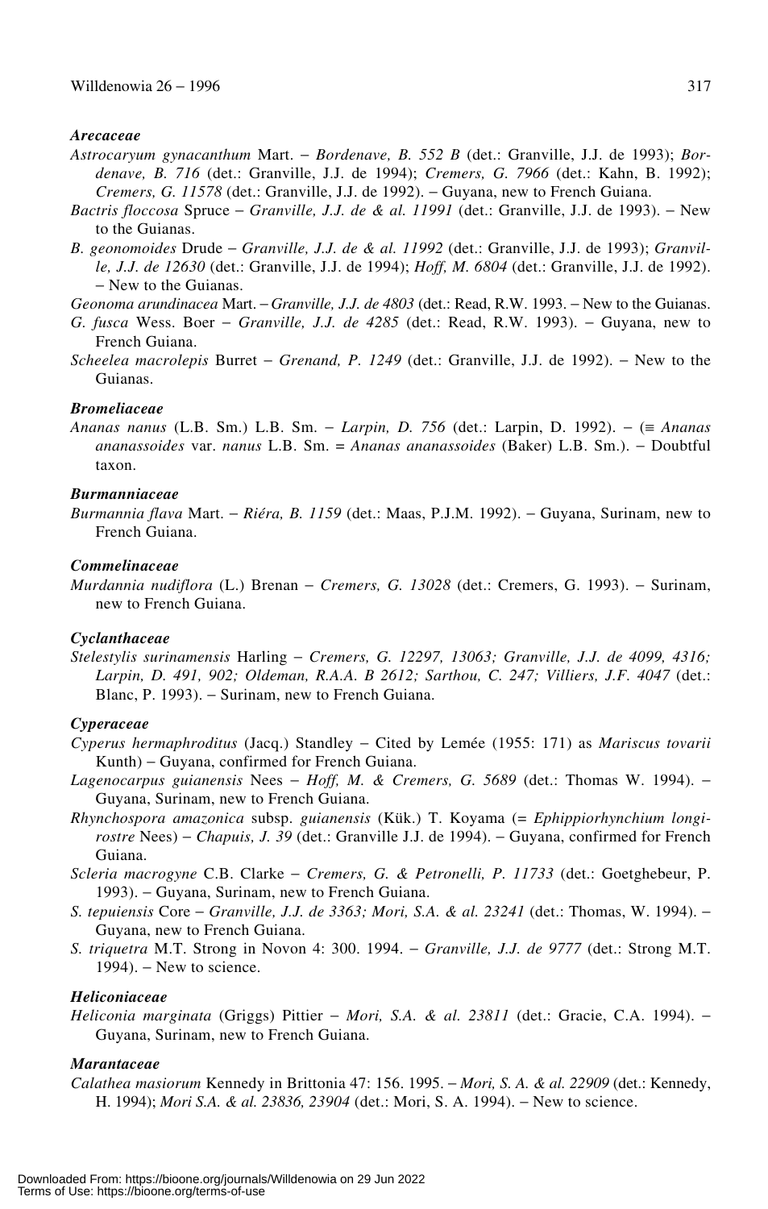### *Arecaceae*

*Astrocaryum gynacanthum* Mart. – *Bordenave, B. 552 B* (det.: Granville, J.J. de 1993); *Bordenave, B. 716* (det.: Granville, J.J. de 1994); *Cremers, G. 7966* (det.: Kahn, B. 1992); *Cremers, G. 11578* (det.: Granville, J.J. de 1992). – Guyana, new to French Guiana.

*Bactris floccosa* Spruce – *Granville, J.J. de & al. 11991* (det.: Granville, J.J. de 1993). – New to the Guianas.

*B. geonomoides* Drude – *Granville, J.J. de & al. 11992* (det.: Granville, J.J. de 1993); *Granville, J.J. de 12630* (det.: Granville, J.J. de 1994); *Hoff, M. 6804* (det.: Granville, J.J. de 1992). – New to the Guianas.

*Geonoma arundinacea* Mart. – *Granville, J.J. de 4803* (det.: Read, R.W. 1993. – New to the Guianas.

*G. fusca* Wess. Boer – *Granville, J.J. de 4285* (det.: Read, R.W. 1993). – Guyana, new to French Guiana.

*Scheelea macrolepis* Burret – *Grenand, P. 1249* (det.: Granville, J.J. de 1992). – New to the Guianas.

### *Bromeliaceae*

*Ananas nanus* (L.B. Sm.) L.B. Sm. – *Larpin, D. 756* (det.: Larpin, D. 1992). – (≡ *Ananas ananassoides* var. *nanus* L.B. Sm. = *Ananas ananassoides* (Baker) L.B. Sm.). – Doubtful taxon.

### *Burmanniaceae*

*Burmannia flava* Mart. – *Riéra, B. 1159* (det.: Maas, P.J.M. 1992). – Guyana, Surinam, new to French Guiana.

### *Commelinaceae*

*Murdannia nudiflora* (L.) Brenan – *Cremers, G. 13028* (det.: Cremers, G. 1993). – Surinam, new to French Guiana.

### *Cyclanthaceae*

*Stelestylis surinamensis* Harling – *Cremers, G. 12297, 13063; Granville, J.J. de 4099, 4316; Larpin, D. 491, 902; Oldeman, R.A.A. B 2612; Sarthou, C. 247; Villiers, J.F. 4047* (det.: Blanc, P. 1993). – Surinam, new to French Guiana.

### *Cyperaceae*

*Cyperus hermaphroditus* (Jacq.) Standley – Cited by Lemée (1955: 171) as *Mariscus tovarii* Kunth) – Guyana, confirmed for French Guiana.

*Lagenocarpus guianensis* Nees – *Hoff, M. & Cremers, G. 5689* (det.: Thomas W. 1994). – Guyana, Surinam, new to French Guiana.

*Rhynchospora amazonica* subsp. *guianensis* (Kük.) T. Koyama (= *Ephippiorhynchium longirostre* Nees) – *Chapuis, J. 39* (det.: Granville J.J. de 1994). – Guyana, confirmed for French Guiana.

*Scleria macrogyne* C.B. Clarke – *Cremers, G. & Petronelli, P. 11733* (det.: Goetghebeur, P. 1993). – Guyana, Surinam, new to French Guiana.

*S. tepuiensis* Core – *Granville, J.J. de 3363; Mori, S.A. & al. 23241* (det.: Thomas, W. 1994). – Guyana, new to French Guiana.

*S. triquetra* M.T. Strong in Novon 4: 300. 1994. – *Granville, J.J. de 9777* (det.: Strong M.T. 1994). – New to science.

### *Heliconiaceae*

*Heliconia marginata* (Griggs) Pittier – *Mori, S.A. & al. 23811* (det.: Gracie, C.A. 1994). – Guyana, Surinam, new to French Guiana.

### *Marantaceae*

*Calathea masiorum* Kennedy in Brittonia 47: 156. 1995. – *Mori, S. A. & al. 22909* (det.: Kennedy, H. 1994); *Mori S.A. & al. 23836, 23904* (det.: Mori, S. A. 1994). – New to science.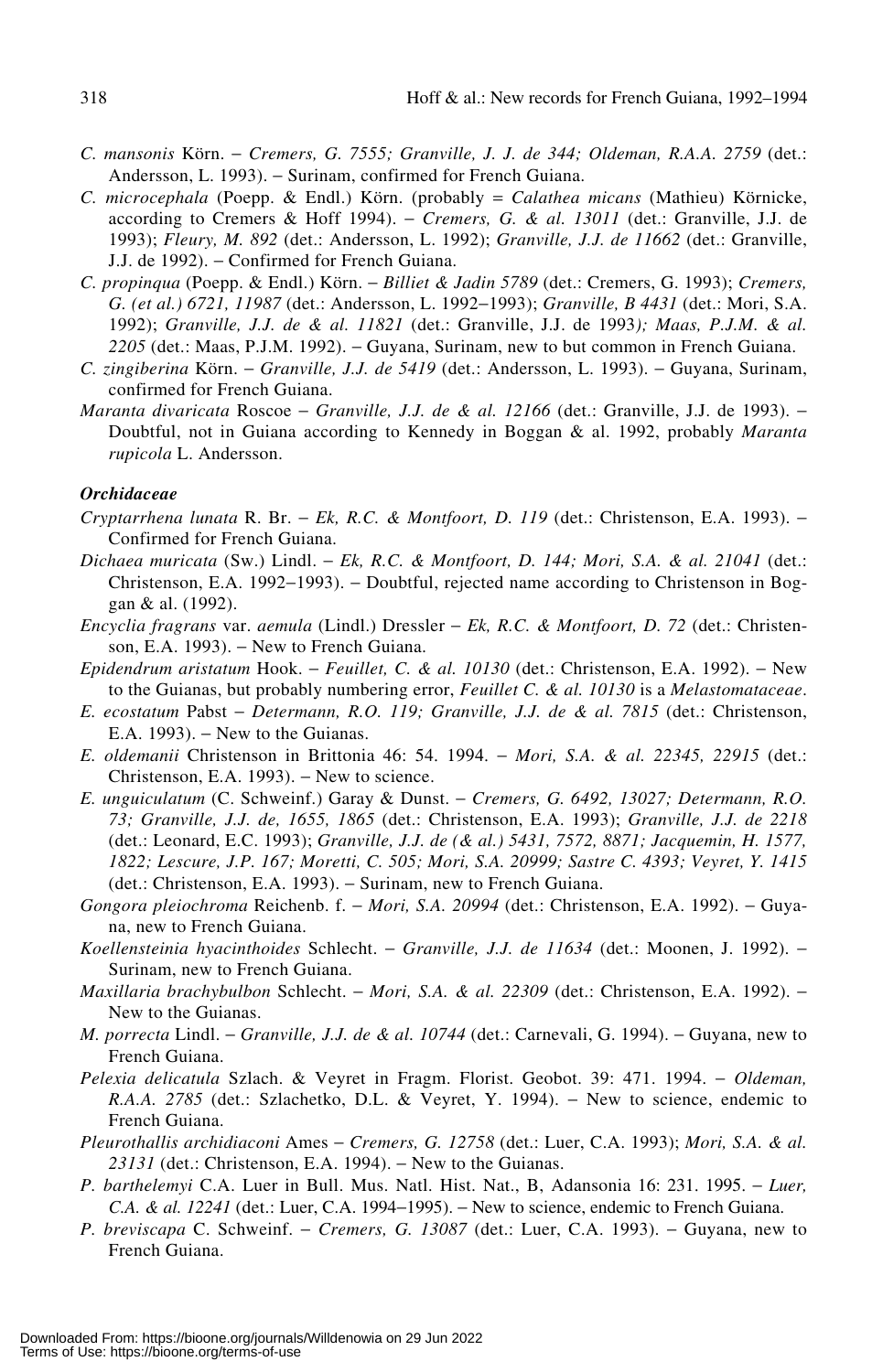*C. mansonis* Körn. – *Cremers, G. 7555; Granville, J. J. de 344; Oldeman, R.A.A. 2759* (det.: Andersson, L. 1993). – Surinam, confirmed for French Guiana.

*C. microcephala* (Poepp. & Endl.) Körn. (probably = *Calathea micans* (Mathieu) Körnicke, according to Cremers & Hoff 1994). – *Cremers, G. & al. 13011* (det.: Granville, J.J. de 1993); *Fleury, M. 892* (det.: Andersson, L. 1992); *Granville, J.J. de 11662* (det.: Granville, J.J. de 1992). – Confirmed for French Guiana.

*C. propinqua* (Poepp. & Endl.) Körn. – *Billiet & Jadin 5789* (det.: Cremers, G. 1993); *Cremers, G. (et al.) 6721, 11987* (det.: Andersson, L. 1992–1993); *Granville, B 4431* (det.: Mori, S.A. 1992); *Granville, J.J. de & al. 11821* (det.: Granville, J.J. de 1993*); Maas, P.J.M. & al. 2205* (det.: Maas, P.J.M. 1992). – Guyana, Surinam, new to but common in French Guiana.

*C. zingiberina* Körn. – *Granville, J.J. de 5419* (det.: Andersson, L. 1993). – Guyana, Surinam, confirmed for French Guiana.

*Maranta divaricata* Roscoe – *Granville, J.J. de & al. 12166* (det.: Granville, J.J. de 1993). – Doubtful, not in Guiana according to Kennedy in Boggan & al. 1992, probably *Maranta rupicola* L. Andersson.

***Orchidaceae***

*Cryptarrhena lunata* R. Br. – *Ek, R.C. & Montfoort, D. 119* (det.: Christenson, E.A. 1993). – Confirmed for French Guiana.

*Dichaea muricata* (Sw.) Lindl. – *Ek, R.C. & Montfoort, D. 144; Mori, S.A. & al. 21041* (det.: Christenson, E.A. 1992–1993). – Doubtful, rejected name according to Christenson in Boggan & al. (1992).

*Encyclia fragrans* var. *aemula* (Lindl.) Dressler – *Ek, R.C. & Montfoort, D. 72* (det.: Christenson, E.A. 1993). – New to French Guiana.

*Epidendrum aristatum* Hook. – *Feuillet, C. & al. 10130* (det.: Christenson, E.A. 1992). – New to the Guianas, but probably numbering error, *Feuillet C. & al. 10130* is a *Melastomataceae*.

*E. ecostatum* Pabst – *Determann, R.O. 119; Granville, J.J. de & al. 7815* (det.: Christenson, E.A. 1993). – New to the Guianas.

*E. oldemanii* Christenson in Brittonia 46: 54. 1994. – *Mori, S.A. & al. 22345, 22915* (det.: Christenson, E.A. 1993). – New to science.

*E. unguiculatum* (C. Schweinf.) Garay & Dunst. – *Cremers, G. 6492, 13027; Determann, R.O. 73; Granville, J.J. de, 1655, 1865* (det.: Christenson, E.A. 1993); *Granville, J.J. de 2218* (det.: Leonard, E.C. 1993); *Granville, J.J. de (& al.) 5431, 7572, 8871; Jacquemin, H. 1577, 1822; Lescure, J.P. 167; Moretti, C. 505; Mori, S.A. 20999; Sastre C. 4393; Veyret, Y. 1415* (det.: Christenson, E.A. 1993). – Surinam, new to French Guiana.

*Gongora pleiochroma* Reichenb. f. – *Mori, S.A. 20994* (det.: Christenson, E.A. 1992). – Guyana, new to French Guiana.

*Koellensteinia hyacinthoides* Schlecht. – *Granville, J.J. de 11634* (det.: Moonen, J. 1992). – Surinam, new to French Guiana.

*Maxillaria brachybulbon* Schlecht. – *Mori, S.A. & al. 22309* (det.: Christenson, E.A. 1992). – New to the Guianas.

*M. porrecta* Lindl. – *Granville, J.J. de & al. 10744* (det.: Carnevali, G. 1994). – Guyana, new to French Guiana.

*Pelexia delicatula* Szlach. & Veyret in Fragm. Florist. Geobot. 39: 471. 1994. – *Oldeman, R.A.A. 2785* (det.: Szlachetko, D.L. & Veyret, Y. 1994). – New to science, endemic to French Guiana.

*Pleurothallis archidiaconi* Ames – *Cremers, G. 12758* (det.: Luer, C.A. 1993); *Mori, S.A. & al. 23131* (det.: Christenson, E.A. 1994). – New to the Guianas.

*P. barthelemyi* C.A. Luer in Bull. Mus. Natl. Hist. Nat., B, Adansonia 16: 231. 1995. – *Luer, C.A. & al. 12241* (det.: Luer, C.A. 1994–1995). – New to science, endemic to French Guiana.

*P. breviscapa* C. Schweinf. – *Cremers, G. 13087* (det.: Luer, C.A. 1993). – Guyana, new to French Guiana.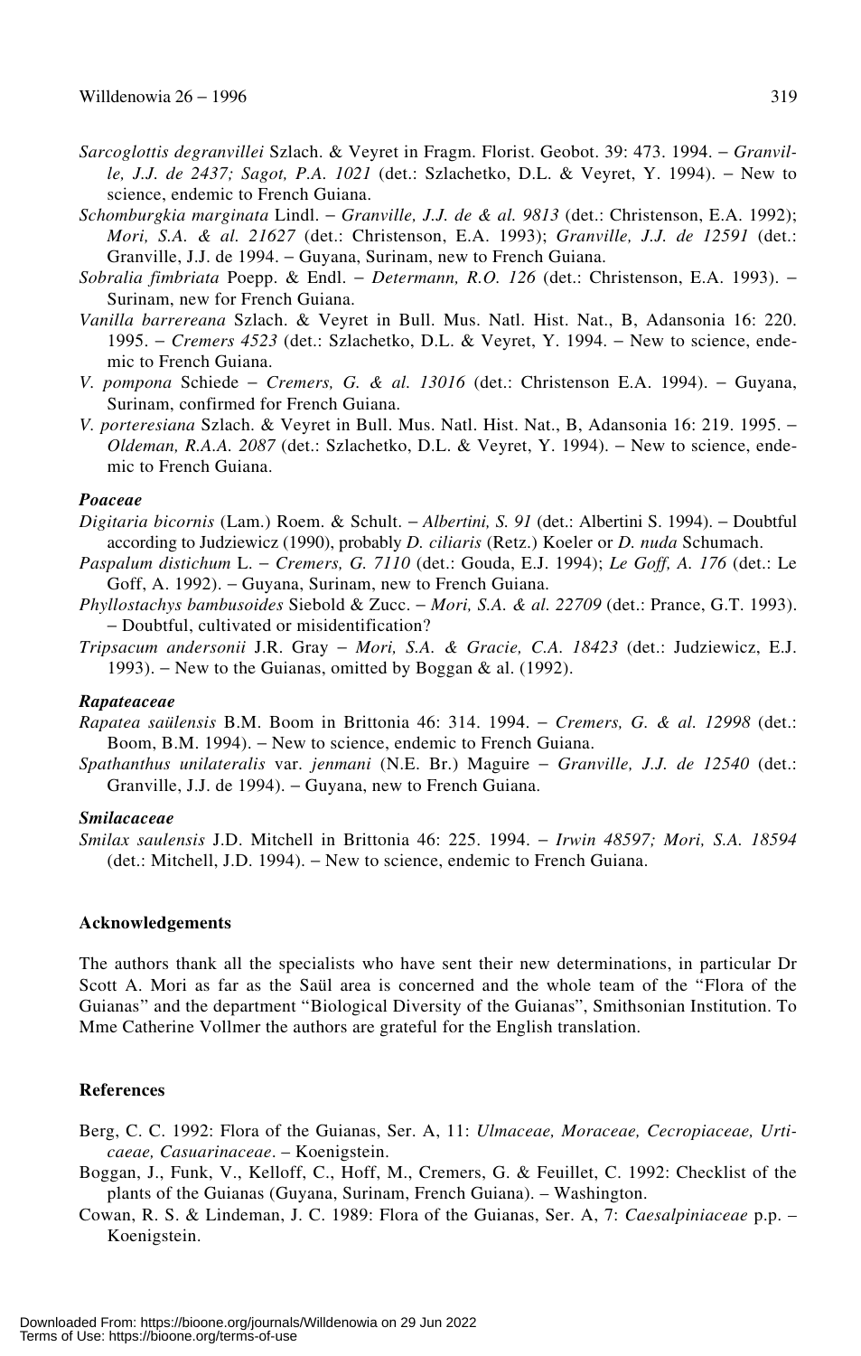*Sarcoglottis degranvillei* Szlach. & Veyret in Fragm. Florist. Geobot. 39: 473. 1994. – *Granville, J.J. de 2437; Sagot, P.A. 1021* (det.: Szlachetko, D.L. & Veyret, Y. 1994). – New to science, endemic to French Guiana.

*Schomburgkia marginata* Lindl. – *Granville, J.J. de & al. 9813* (det.: Christenson, E.A. 1992); *Mori, S.A. & al. 21627* (det.: Christenson, E.A. 1993); *Granville, J.J. de 12591* (det.: Granville, J.J. de 1994. – Guyana, Surinam, new to French Guiana.

*Sobralia fimbriata* Poepp. & Endl. – *Determann, R.O. 126* (det.: Christenson, E.A. 1993). – Surinam, new for French Guiana.

*Vanilla barrereana* Szlach. & Veyret in Bull. Mus. Natl. Hist. Nat., B, Adansonia 16: 220. 1995. – *Cremers 4523* (det.: Szlachetko, D.L. & Veyret, Y. 1994. – New to science, endemic to French Guiana.

*V. pompona* Schiede – *Cremers, G. & al. 13016* (det.: Christenson E.A. 1994). – Guyana, Surinam, confirmed for French Guiana.

*V. porteresiana* Szlach. & Veyret in Bull. Mus. Natl. Hist. Nat., B, Adansonia 16: 219. 1995. – *Oldeman, R.A.A. 2087* (det.: Szlachetko, D.L. & Veyret, Y. 1994). – New to science, endemic to French Guiana.

### *Poaceae*

*Digitaria bicornis* (Lam.) Roem. & Schult. – *Albertini, S. 91* (det.: Albertini S. 1994). – Doubtful according to Judziewicz (1990), probably *D. ciliaris* (Retz.) Koeler or *D. nuda* Schumach.

*Paspalum distichum* L. – *Cremers, G. 7110* (det.: Gouda, E.J. 1994); *Le Goff, A. 176* (det.: Le Goff, A. 1992). – Guyana, Surinam, new to French Guiana.

*Phyllostachys bambusoides* Siebold & Zucc. – *Mori, S.A. & al. 22709* (det.: Prance, G.T. 1993). – Doubtful, cultivated or misidentification?

*Tripsacum andersonii* J.R. Gray – *Mori, S.A. & Gracie, C.A. 18423* (det.: Judziewicz, E.J. 1993). – New to the Guianas, omitted by Boggan & al. (1992).

### *Rapateaceae*

*Rapatea saülensis* B.M. Boom in Brittonia 46: 314. 1994. – *Cremers, G. & al. 12998* (det.: Boom, B.M. 1994). – New to science, endemic to French Guiana.

*Spathanthus unilateralis* var. *jenmani* (N.E. Br.) Maguire – *Granville, J.J. de 12540* (det.: Granville, J.J. de 1994). – Guyana, new to French Guiana.

### *Smilacaceae*

*Smilax saulensis* J.D. Mitchell in Brittonia 46: 225. 1994. – *Irwin 48597; Mori, S.A. 18594* (det.: Mitchell, J.D. 1994). – New to science, endemic to French Guiana.

## Acknowledgements

The authors thank all the specialists who have sent their new determinations, in particular Dr Scott A. Mori as far as the Saül area is concerned and the whole team of the "Flora of the Guianas" and the department "Biological Diversity of the Guianas", Smithsonian Institution. To Mme Catherine Vollmer the authors are grateful for the English translation.

## References

Berg, C. C. 1992: Flora of the Guianas, Ser. A, 11: *Ulmaceae, Moraceae, Cecropiaceae, Urticaceae, Casuarinaceae*. – Koenigstein.

Boggan, J., Funk, V., Kelloff, C., Hoff, M., Cremers, G. & Feuillet, C. 1992: Checklist of the plants of the Guianas (Guyana, Surinam, French Guiana). – Washington.

Cowan, R. S. & Lindeman, J. C. 1989: Flora of the Guianas, Ser. A, 7: *Caesalpiniaceae* p.p. – Koenigstein.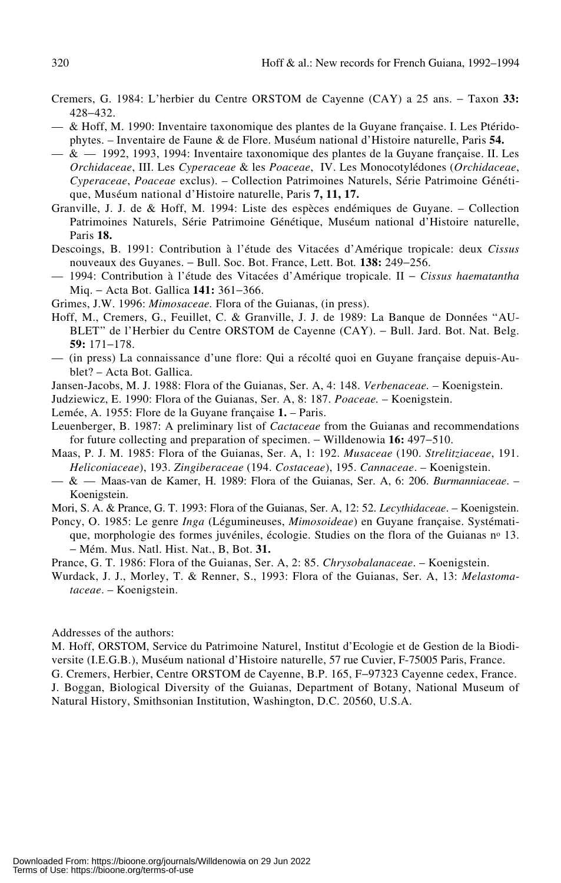Cremers, G. 1984: L'herbier du Centre ORSTOM de Cayenne (CAY) a 25 ans. – Taxon **33:** 428–432.

— & Hoff, M. 1990: Inventaire taxonomique des plantes de la Guyane française. I. Les Ptéridophytes. – Inventaire de Faune & de Flore. Muséum national d'Histoire naturelle, Paris **54.**

— & — 1992, 1993, 1994: Inventaire taxonomique des plantes de la Guyane française. II. Les *Orchidaceae*, III. Les *Cyperaceae* & les *Poaceae*, IV. Les Monocotylédones (*Orchidaceae*, *Cyperaceae*, *Poaceae* exclus). – Collection Patrimoines Naturels, Série Patrimoine Génétique, Muséum national d'Histoire naturelle, Paris **7, 11, 17.**

Granville, J. J. de & Hoff, M. 1994: Liste des espèces endémiques de Guyane. – Collection Patrimoines Naturels, Série Patrimoine Génétique, Muséum national d'Histoire naturelle, Paris **18.**

Descoings, B. 1991: Contribution à l'étude des Vitacées d'Amérique tropicale: deux *Cissus* nouveaux des Guyanes. – Bull. Soc. Bot. France, Lett. Bot. **138:** 249–256.

— 1994: Contribution à l'étude des Vitacées d'Amérique tropicale. II – *Cissus haematantha* Miq. – Acta Bot. Gallica **141:** 361–366.

Grimes, J.W. 1996: *Mimosaceae.* Flora of the Guianas, (in press).

Hoff, M., Cremers, G., Feuillet, C. & Granville, J. J. de 1989: La Banque de Données "AUBLET" de l'Herbier du Centre ORSTOM de Cayenne (CAY). – Bull. Jard. Bot. Nat. Belg. **59:** 171–178.

— (in press) La connaissance d'une flore: Qui a récolté quoi en Guyane française depuis-Aublet? – Acta Bot. Gallica.

Jansen-Jacobs, M. J. 1988: Flora of the Guianas, Ser. A, 4: 148. *Verbenaceae.* – Koenigstein.

Judziewicz, E. 1990: Flora of the Guianas, Ser. A, 8: 187. *Poaceae.* – Koenigstein.

Lemée, A. 1955: Flore de la Guyane française **1.** – Paris.

Leuenberger, B. 1987: A preliminary list of *Cactaceae* from the Guianas and recommendations for future collecting and preparation of specimen. – Willdenowia **16:** 497–510.

Maas, P. J. M. 1985: Flora of the Guianas, Ser. A, 1: 192. *Musaceae* (190. *Strelitziaceae*, 191. *Heliconiaceae*), 193. *Zingiberaceae* (194. *Costaceae*), 195. *Cannaceae*. – Koenigstein.

— & — Maas-van de Kamer, H. 1989: Flora of the Guianas, Ser. A, 6: 206. *Burmanniaceae*. – Koenigstein.

Mori, S. A. & Prance, G. T. 1993: Flora of the Guianas, Ser. A, 12: 52. *Lecythidaceae*. – Koenigstein.

Poncy, O. 1985: Le genre *Inga* (Légumineuses, *Mimosoideae*) en Guyane française. Systématique, morphologie des formes juvéniles, écologie. Studies on the flora of the Guianas nº 13. – Mém. Mus. Natl. Hist. Nat., B, Bot. **31.**

Prance, G. T. 1986: Flora of the Guianas, Ser. A, 2: 85. *Chrysobalanaceae*. – Koenigstein.

Wurdack, J. J., Morley, T. & Renner, S., 1993: Flora of the Guianas, Ser. A, 13: *Melastomataceae*. – Koenigstein.

Addresses of the authors:

M. Hoff, ORSTOM, Service du Patrimoine Naturel, Institut d'Ecologie et de Gestion de la Biodiversite (I.E.G.B.), Muséum national d'Histoire naturelle, 57 rue Cuvier, F-75005 Paris, France.

G. Cremers, Herbier, Centre ORSTOM de Cayenne, B.P. 165, F–97323 Cayenne cedex, France.

J. Boggan, Biological Diversity of the Guianas, Department of Botany, National Museum of Natural History, Smithsonian Institution, Washington, D.C. 20560, U.S.A.